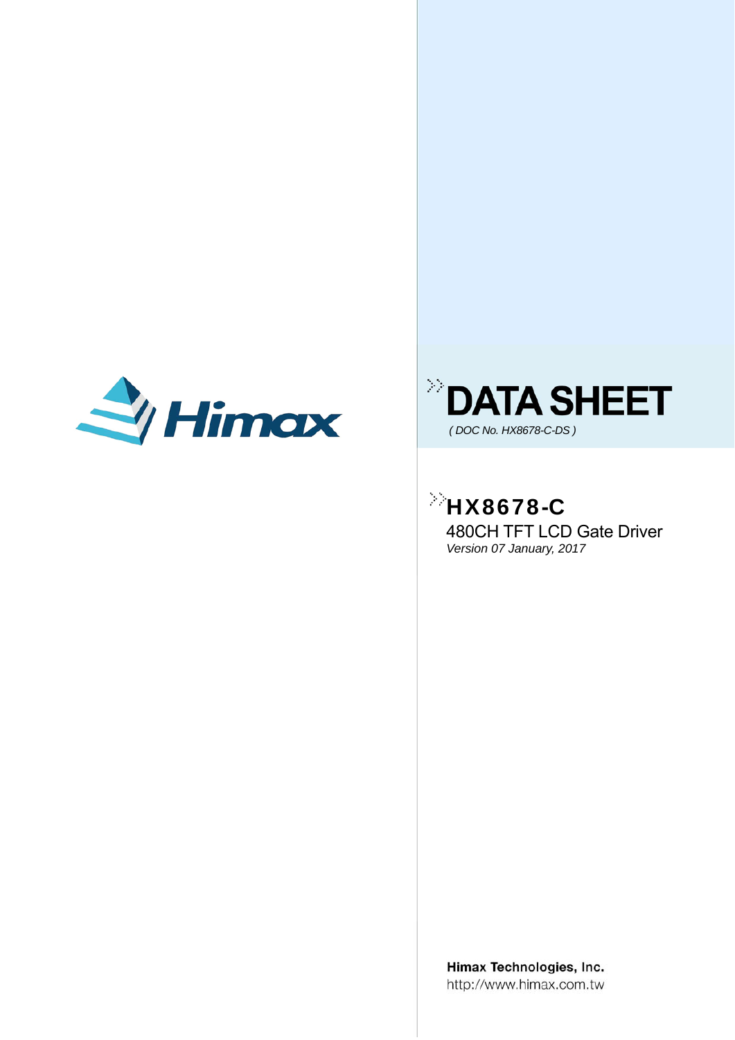Himax

# DATA SHEET

*( DOC No. HX8678-C-DS )*

## HX8678-C

480CH TFT LCD Gate Driver

*Version 07 January, 2017*

**Himax Technologies, Inc.**

http://www.himax.com.tw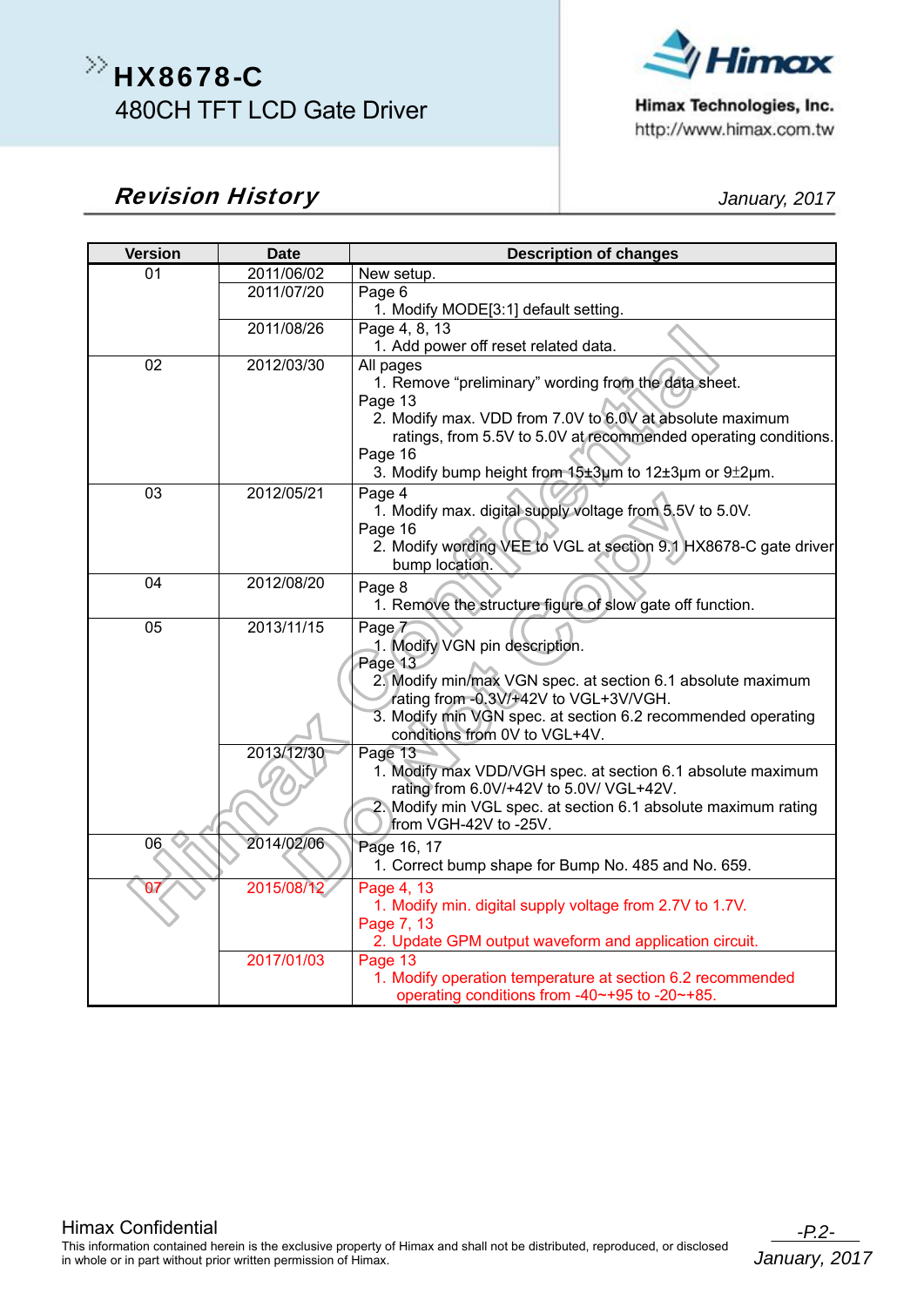## Revision History

January, 2017

| Version | Date | Description of changes |
|---|---|---|
| 01 | 2011/06/02 | New setup. |
| | 2011/07/20 | Page 6<br>1. Modify MODE[3:1] default setting. |
| | 2011/08/26 | Page 4, 8, 13<br>1. Add power off reset related data. |
| 02 | 2012/03/30 | All pages<br>1. Remove “preliminary” wording from the data sheet.<br>Page 13<br>2. Modify max. VDD from 7.0V to 6.0V at absolute maximum ratings, from 5.5V to 5.0V at recommended operating conditions.<br>Page 16<br>3. Modify bump height from 15±3μm to 12±3μm or 9±2μm. |
| 03 | 2012/05/21 | Page 4<br>1. Modify max. digital supply voltage from 5.5V to 5.0V.<br>Page 16<br>2. Modify wording VEE to VGL at section 9.1 HX8678-C gate driver bump location. |
| 04 | 2012/08/20 | Page 8<br>1. Remove the structure figure of slow gate off function. |
| 05 | 2013/11/15 | Page 7<br>1. Modify VGN pin description.<br>Page 13<br>2. Modify min/max VGN spec. at section 6.1 absolute maximum rating from -0.3V/+42V to VGL+3V/VGH.<br>3. Modify min VGN spec. at section 6.2 recommended operating conditions from 0V to VGL+4V. |
| | 2013/12/30 | Page 13<br>1. Modify max VDD/VGH spec. at section 6.1 absolute maximum rating from 6.0V/+42V to 5.0V/ VGL+42V.<br>2. Modify min VGL spec. at section 6.1 absolute maximum rating from VGH-42V to -25V. |
| 06 | 2014/02/06 | Page 16, 17<br>1. Correct bump shape for Bump No. 485 and No. 659. |
| 07 | 2015/08/12 | Page 4, 13<br>1. Modify min. digital supply voltage from 2.7V to 1.7V.<br>Page 7, 13<br>2. Update GPM output waveform and application circuit. |
| | 2017/01/03 | Page 13<br>1. Modify operation temperature at section 6.2 recommended operating conditions from -40~+95 to -20~+85. |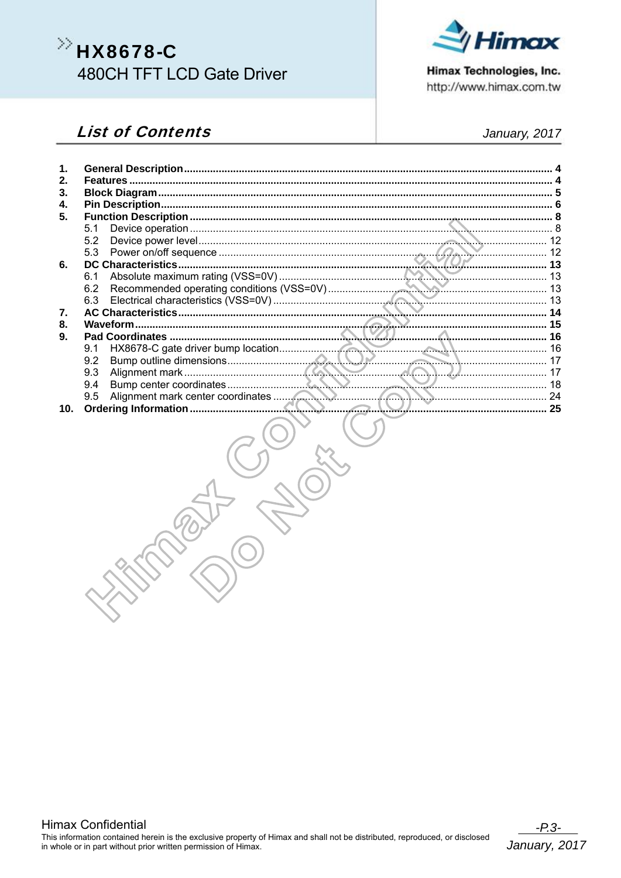# HX8678-C
480CH TFT LCD Gate Driver

## List of Contents

January, 2017

1. **General Description** .......... 4
2. **Features** .......... 4
3. **Block Diagram** .......... 5
4. **Pin Description** .......... 6
5. **Function Description** .......... 8
   - 5.1 Device operation .......... 8
   - 5.2 Device power level .......... 12
   - 5.3 Power on/off sequence .......... 12
6. **DC Characteristics** .......... 13
   - 6.1 Absolute maximum rating (VSS=0V) .......... 13
   - 6.2 Recommended operating conditions (VSS=0V) .......... 13
   - 6.3 Electrical characteristics (VSS=0V) .......... 13
7. **AC Characteristics** .......... 14
8. **Waveform** .......... 15
9. **Pad Coordinates** .......... 16
   - 9.1 HX8678-C gate driver bump location .......... 16
   - 9.2 Bump outline dimensions .......... 17
   - 9.3 Alignment mark .......... 17
   - 9.4 Bump center coordinates .......... 18
   - 9.5 Alignment mark center coordinates .......... 24
10. **Ordering Information** .......... 25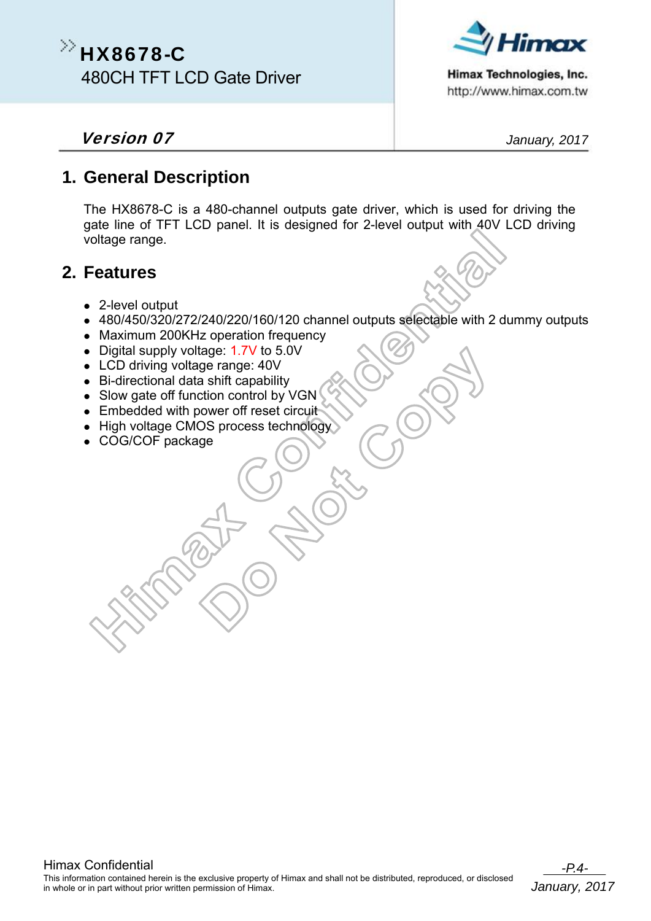# HX8678-C

480CH TFT LCD Gate Driver

Himax Technologies, Inc.
http://www.himax.com.tw

***Version 07*** *January, 2017*

## 1. General Description

The HX8678-C is a 480-channel outputs gate driver, which is used for driving the gate line of TFT LCD panel. It is designed for 2-level output with 40V LCD driving voltage range.

## 2. Features

- 2-level output
- 480/450/320/272/240/220/160/120 channel outputs selectable with 2 dummy outputs
- Maximum 200KHz operation frequency
- Digital supply voltage: 1.7V to 5.0V
- LCD driving voltage range: 40V
- Bi-directional data shift capability
- Slow gate off function control by VGN
- Embedded with power off reset circuit
- High voltage CMOS process technology
- COG/COF package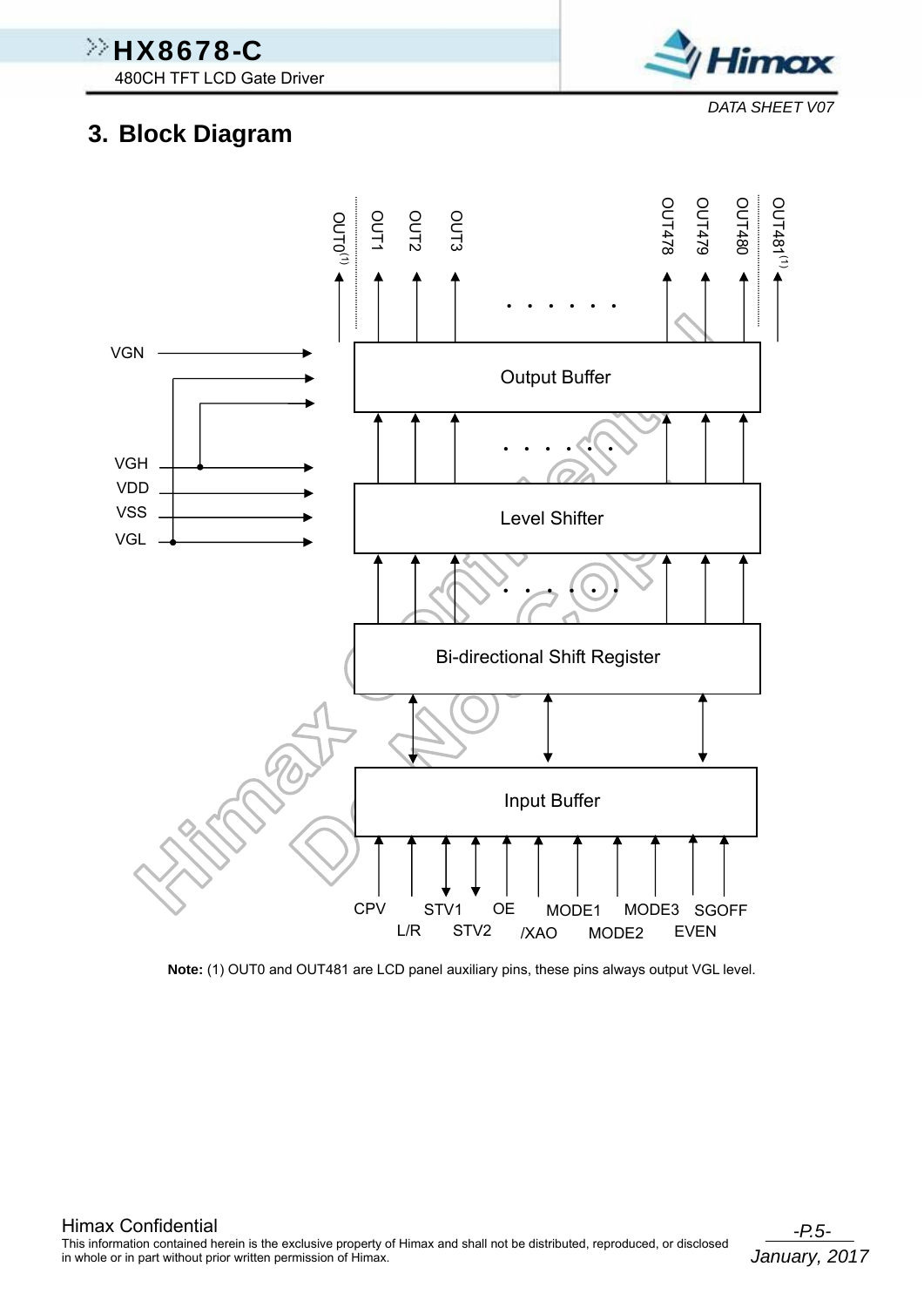## 3. Block Diagram

OUT0(1) OUT1 OUT2 OUT3 . . . . . . OUT478 OUT479 OUT480 OUT481(1)

VGN

VGH
VDD
VSS
VGL

Output Buffer

Level Shifter

Bi-directional Shift Register

Input Buffer

CPV L/R STV1 STV2 OE /XAO MODE1 MODE2 MODE3 EVEN SGOFF

**Note:** (1) OUT0 and OUT481 are LCD panel auxiliary pins, these pins always output VGL level.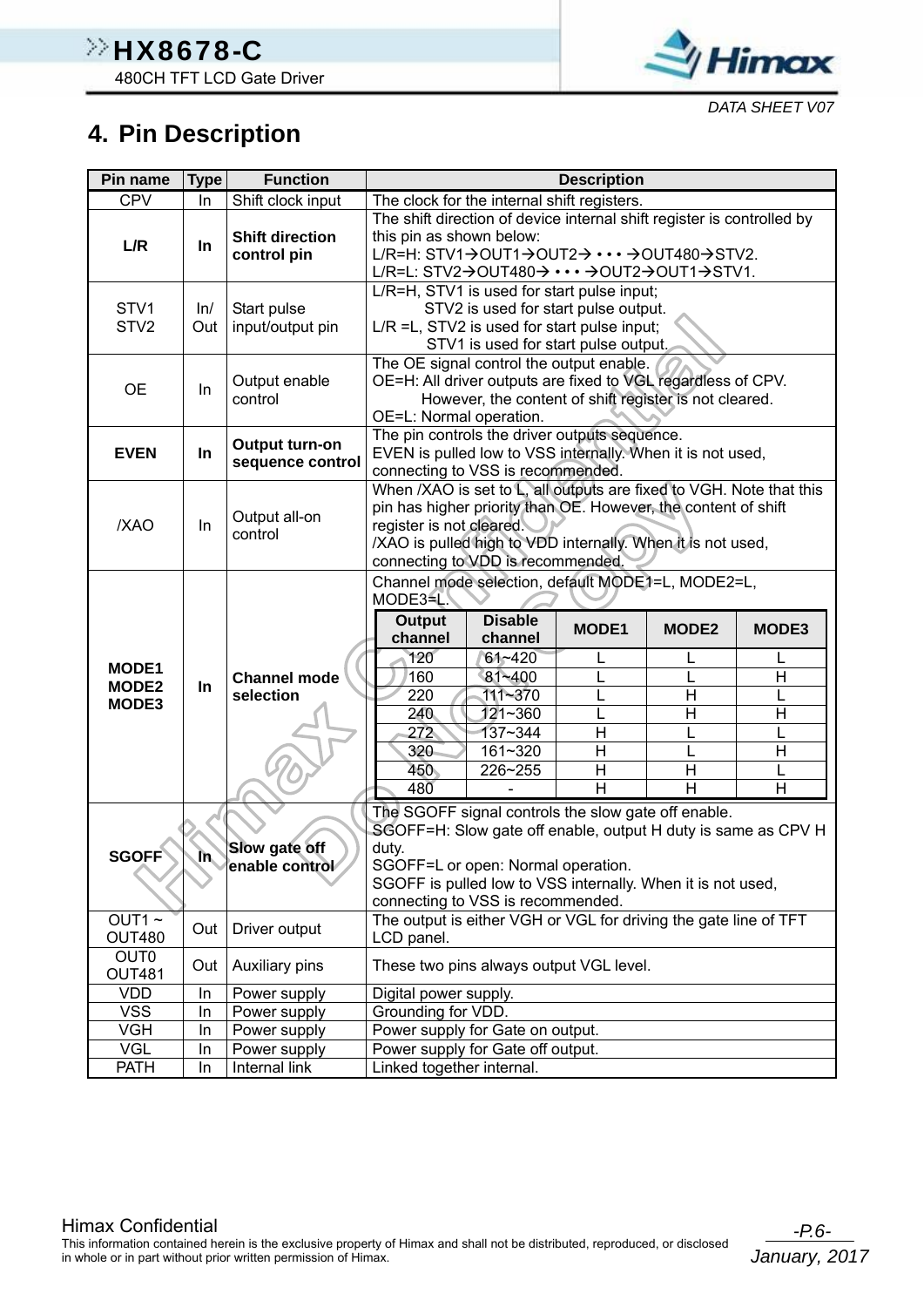# 4. Pin Description

| Pin name | Type | Function | Description |
|---|---|---|---|
| CPV | In | Shift clock input | The clock for the internal shift registers. |
| **L/R** | **In** | **Shift direction control pin** | The shift direction of device internal shift register is controlled by this pin as shown below:<br>L/R=H: STV1→OUT1→OUT2→ • • • →OUT480→STV2.<br>L/R=L: STV2→OUT480→ • • • →OUT2→OUT1→STV1. |
| STV1<br>STV2 | In/<br>Out | Start pulse input/output pin | L/R=H, STV1 is used for start pulse input;<br>STV2 is used for start pulse output.<br>L/R =L, STV2 is used for start pulse input;<br>STV1 is used for start pulse output. |
| OE | In | Output enable control | The OE signal control the output enable.<br>OE=H: All driver outputs are fixed to VGL regardless of CPV. However, the content of shift register is not cleared.<br>OE=L: Normal operation. |
| **EVEN** | **In** | **Output turn-on sequence control** | The pin controls the driver outputs sequence.<br>EVEN is pulled low to VSS internally. When it is not used, connecting to VSS is recommended. |
| /XAO | In | Output all-on control | When /XAO is set to L, all outputs are fixed to VGH. Note that this pin has higher priority than OE. However, the content of shift register is not cleared.<br>/XAO is pulled high to VDD internally. When it is not used, connecting to VDD is recommended. |
| **MODE1<br>MODE2<br>MODE3** | **In** | **Channel mode selection** | Channel mode selection, default MODE1=L, MODE2=L, MODE3=L. (see table below) |
| **SGOFF** | **In** | **Slow gate off enable control** | The SGOFF signal controls the slow gate off enable.<br>SGOFF=H: Slow gate off enable, output H duty is same as CPV H duty.<br>SGOFF=L or open: Normal operation.<br>SGOFF is pulled low to VSS internally. When it is not used, connecting to VSS is recommended. |
| OUT1 ~<br>OUT480 | Out | Driver output | The output is either VGH or VGL for driving the gate line of TFT LCD panel. |
| OUT0<br>OUT481 | Out | Auxiliary pins | These two pins always output VGL level. |
| VDD | In | Power supply | Digital power supply. |
| VSS | In | Power supply | Grounding for VDD. |
| VGH | In | Power supply | Power supply for Gate on output. |
| VGL | In | Power supply | Power supply for Gate off output. |
| PATH | In | Internal link | Linked together internal. |

Channel mode selection (MODE1/MODE2/MODE3):

| Output channel | Disable channel | MODE1 | MODE2 | MODE3 |
|---|---|---|---|---|
| 120 | 61~420 | L | L | L |
| 160 | 81~400 | L | L | H |
| 220 | 111~370 | L | H | L |
| 240 | 121~360 | L | H | H |
| 272 | 137~344 | H | L | L |
| 320 | 161~320 | H | L | H |
| 450 | 226~255 | H | H | L |
| 480 | - | H | H | H |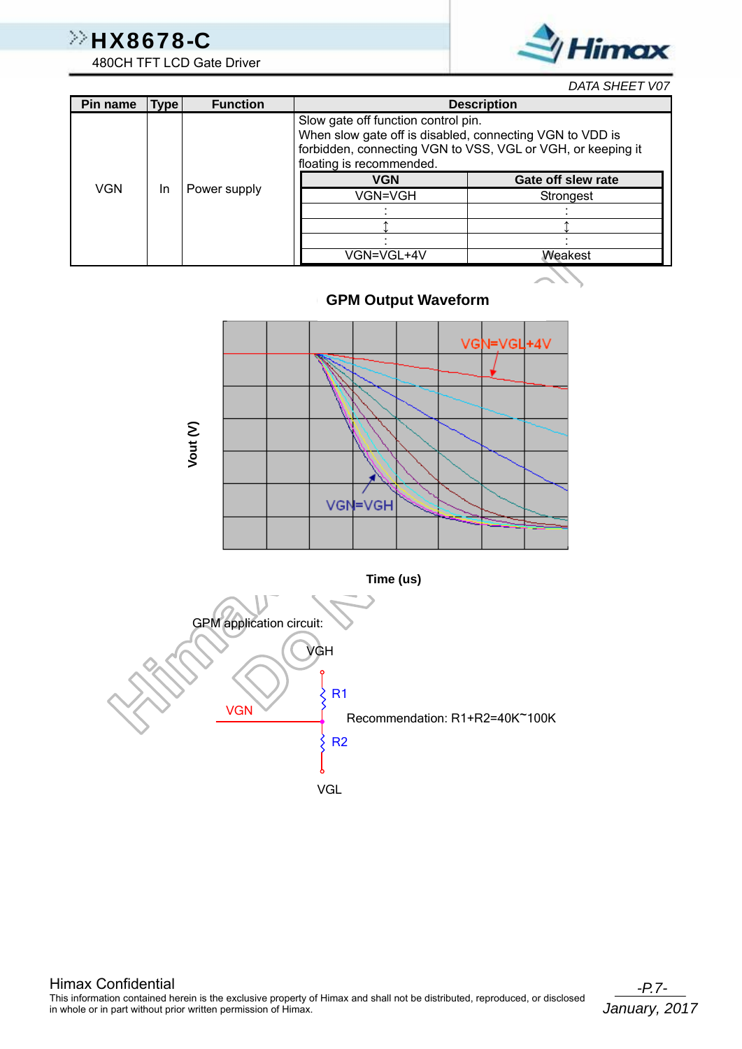| Pin name | Type | Function | Description |
|---|---|---|---|
| VGN | In | Power supply | Slow gate off function control pin.<br>When slow gate off is disabled, connecting VGN to VDD is forbidden, connecting VGN to VSS, VGL or VGH, or keeping it floating is recommended. |

| VGN | Gate off slew rate |
|---|---|
| VGN=VGH | Strongest |
| : | : |
| ↕ | ↕ |
| : | : |
| VGN=VGL+4V | Weakest |

**GPM Output Waveform**

VGN=VGL+4V

VGN=VGH

Vout (V)

Time (us)

GPM application circuit:

VGH

R1

VGN

Recommendation: R1+R2=40K~100K

R2

VGL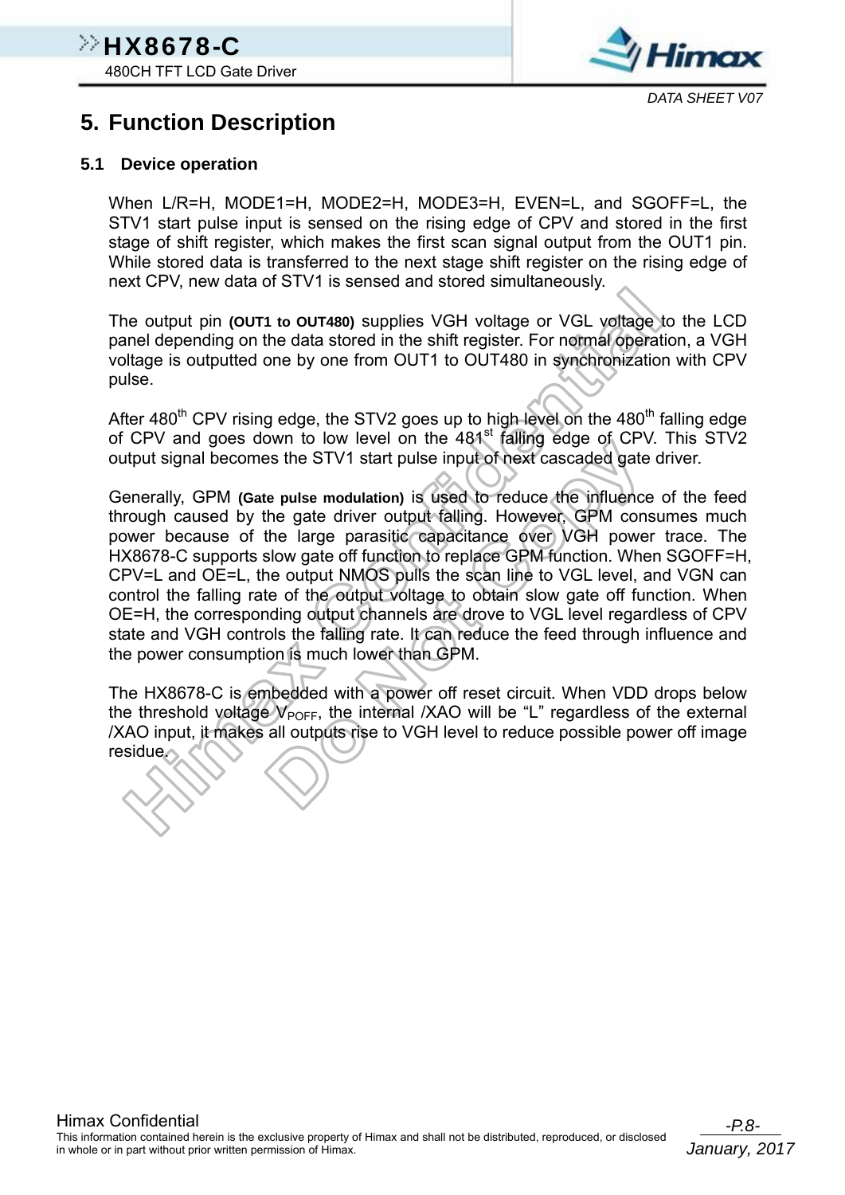# 5. Function Description

## 5.1 Device operation

When L/R=H, MODE1=H, MODE2=H, MODE3=H, EVEN=L, and SGOFF=L, the STV1 start pulse input is sensed on the rising edge of CPV and stored in the first stage of shift register, which makes the first scan signal output from the OUT1 pin. While stored data is transferred to the next stage shift register on the rising edge of next CPV, new data of STV1 is sensed and stored simultaneously.

The output pin **(OUT1 to OUT480)** supplies VGH voltage or VGL voltage to the LCD panel depending on the data stored in the shift register. For normal operation, a VGH voltage is outputted one by one from OUT1 to OUT480 in synchronization with CPV pulse.

After 480$^{th}$ CPV rising edge, the STV2 goes up to high level on the 480$^{th}$ falling edge of CPV and goes down to low level on the 481$^{st}$ falling edge of CPV. This STV2 output signal becomes the STV1 start pulse input of next cascaded gate driver.

Generally, GPM **(Gate pulse modulation)** is used to reduce the influence of the feed through caused by the gate driver output falling. However, GPM consumes much power because of the large parasitic capacitance over VGH power trace. The HX8678-C supports slow gate off function to replace GPM function. When SGOFF=H, CPV=L and OE=L, the output NMOS pulls the scan line to VGL level, and VGN can control the falling rate of the output voltage to obtain slow gate off function. When OE=H, the corresponding output channels are drove to VGL level regardless of CPV state and VGH controls the falling rate. It can reduce the feed through influence and the power consumption is much lower than GPM.

The HX8678-C is embedded with a power off reset circuit. When VDD drops below the threshold voltage $V_{POFF}$, the internal /XAO will be “L” regardless of the external /XAO input, it makes all outputs rise to VGH level to reduce possible power off image residue.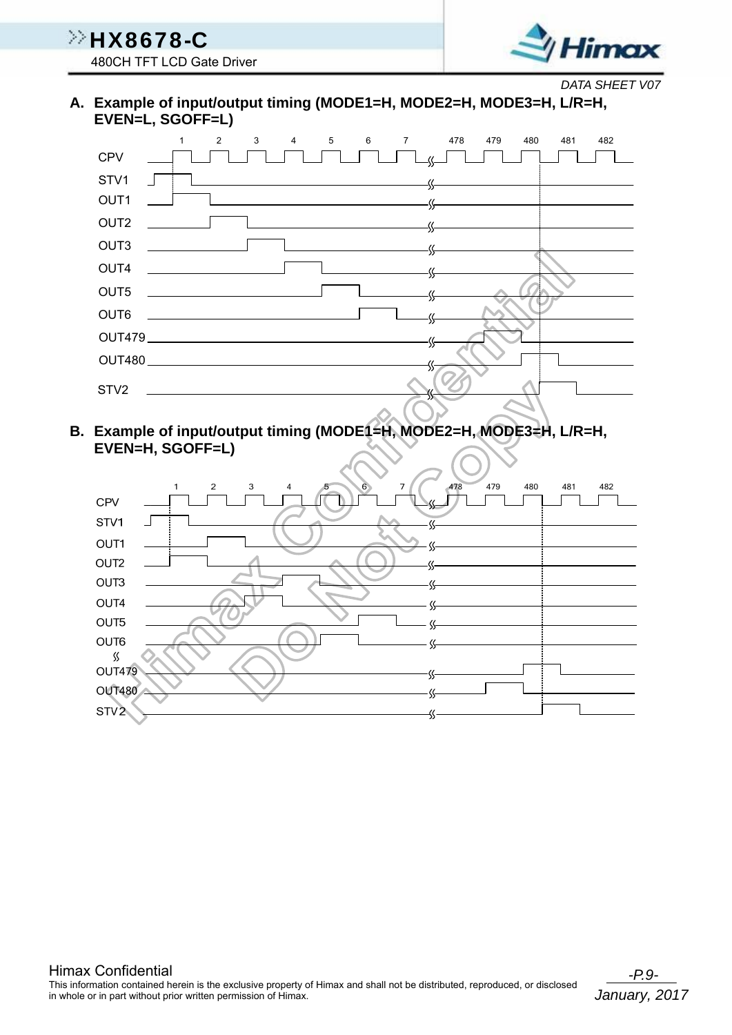### A. Example of input/output timing (MODE1=H, MODE2=H, MODE3=H, L/R=H, EVEN=L, SGOFF=L)

1 2 3 4 5 6 7 478 479 480 481 482

CPV

STV1

OUT1

OUT2

OUT3

OUT4

OUT5

OUT6

OUT479

OUT480

STV2

### B. Example of input/output timing (MODE1=H, MODE2=H, MODE3=H, L/R=H, EVEN=H, SGOFF=L)

1 2 3 4 5 6 7 478 479 480 481 482

CPV

STV1

OUT1

OUT2

OUT3

OUT4

OUT5

OUT6

OUT479

OUT480

STV2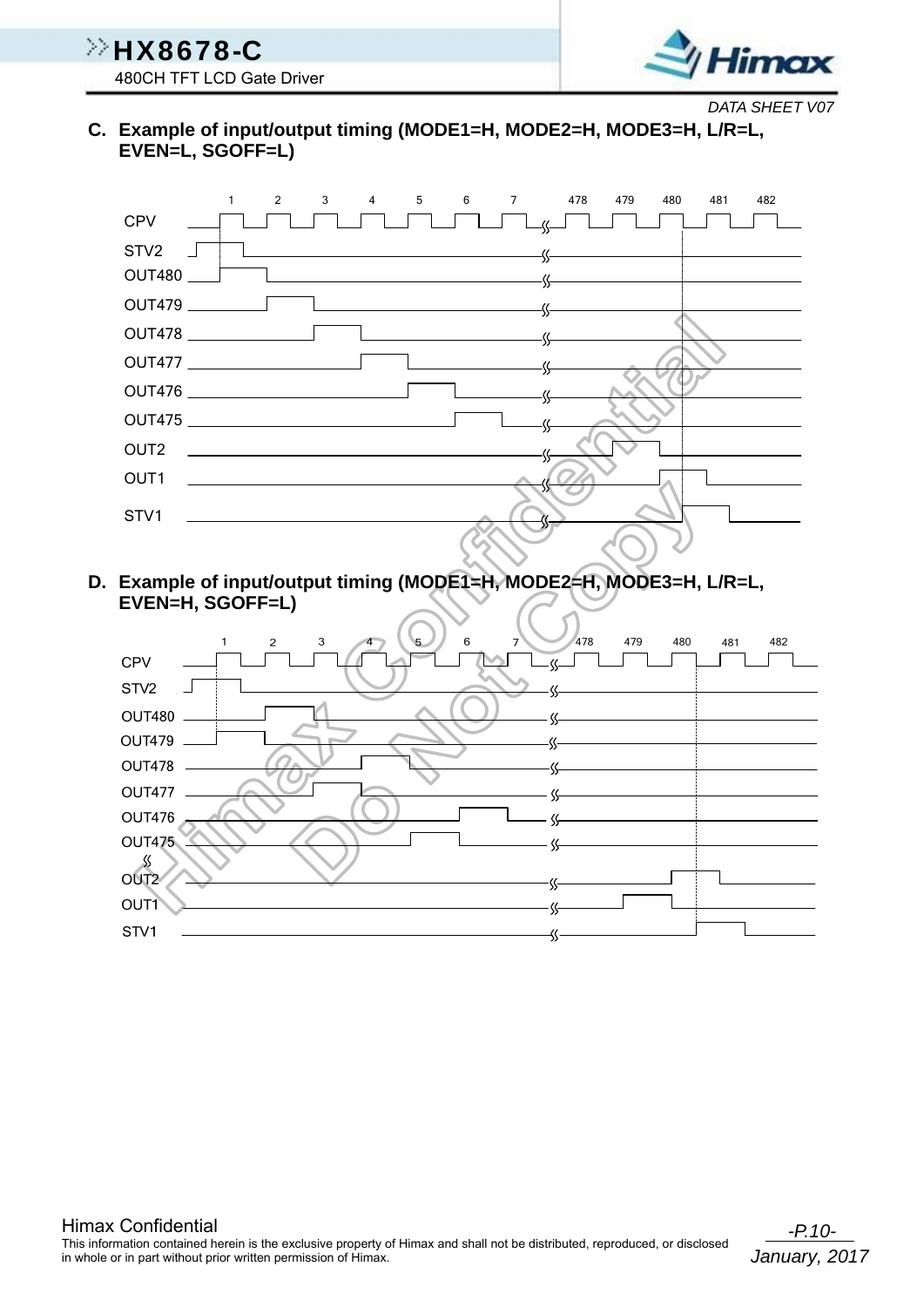### C. Example of input/output timing (MODE1=H, MODE2=H, MODE3=H, L/R=L, EVEN=L, SGOFF=L)

1 2 3 4 5 6 7 478 479 480 481 482

CPV

STV2

OUT480

OUT479

OUT478

OUT477

OUT476

OUT475

OUT2

OUT1

STV1

### D. Example of input/output timing (MODE1=H, MODE2=H, MODE3=H, L/R=L, EVEN=H, SGOFF=L)

1 2 3 4 5 6 7 478 479 480 481 482

CPV

STV2

OUT480

OUT479

OUT478

OUT477

OUT476

OUT475

OUT2

OUT1

STV1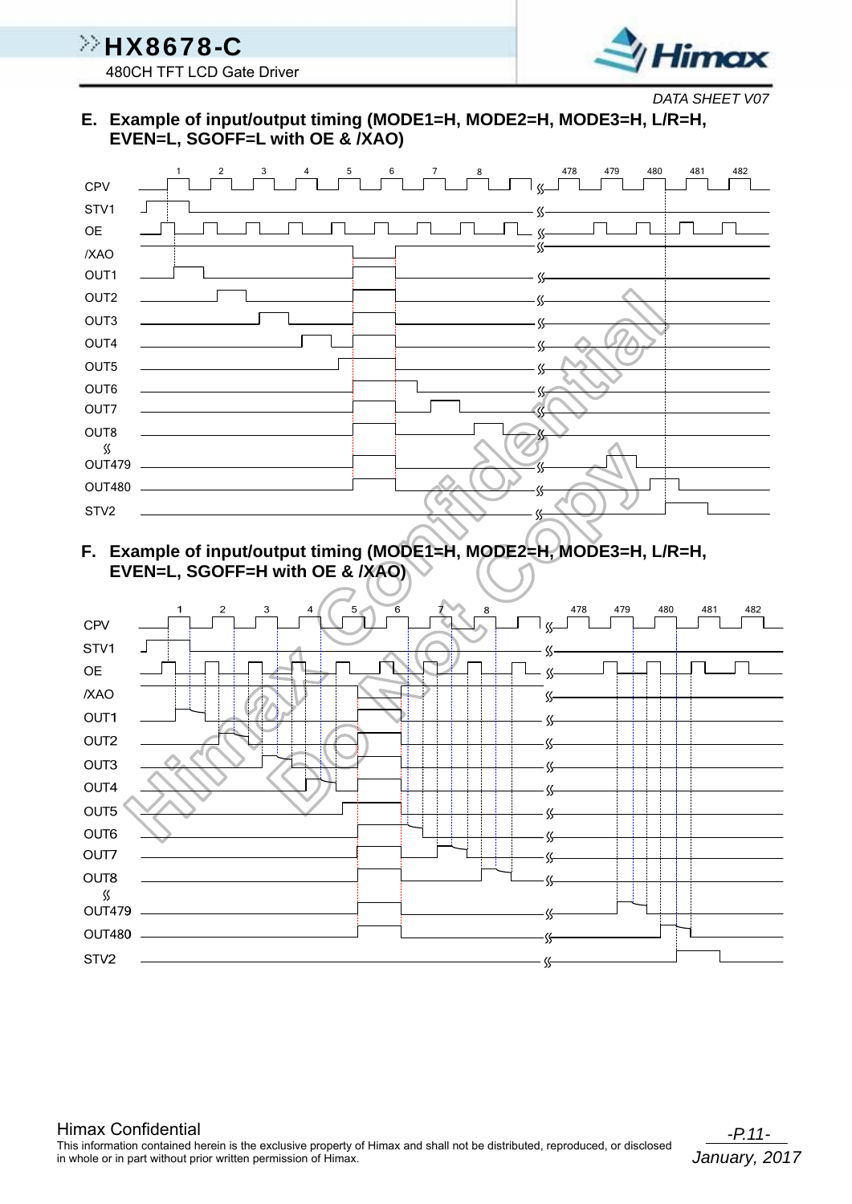### E. Example of input/output timing (MODE1=H, MODE2=H, MODE3=H, L/R=H, EVEN=L, SGOFF=L with OE & /XAO)

CPV 1 2 3 4 5 6 7 8 478 479 480 481 482

STV1

OE

/XAO

OUT1

OUT2

OUT3

OUT4

OUT5

OUT6

OUT7

OUT8

OUT479

OUT480

STV2

### F. Example of input/output timing (MODE1=H, MODE2=H, MODE3=H, L/R=H, EVEN=L, SGOFF=H with OE & /XAO)

CPV 1 2 3 4 5 6 7 8 478 479 480 481 482

STV1

OE

/XAO

OUT1

OUT2

OUT3

OUT4

OUT5

OUT6

OUT7

OUT8

OUT479

OUT480

STV2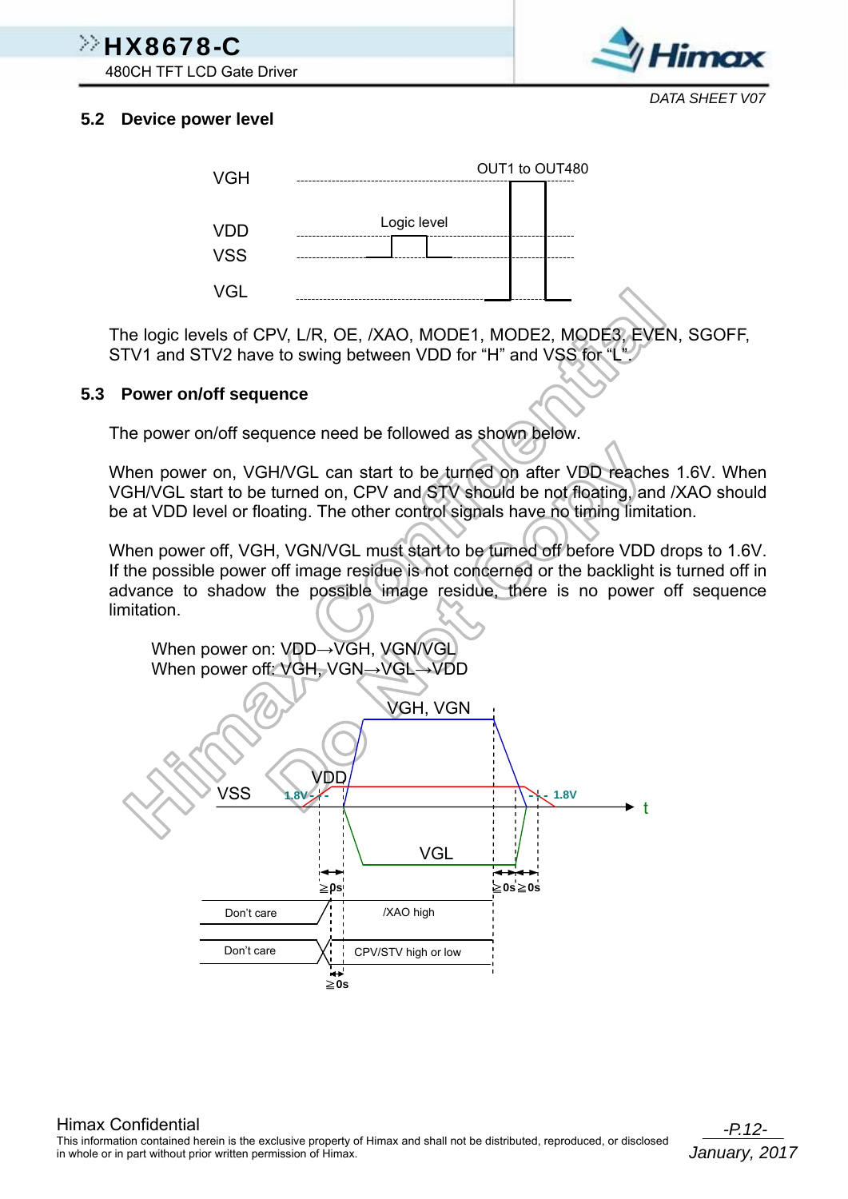## 5.2 Device power level

The logic levels of CPV, L/R, OE, /XAO, MODE1, MODE2, MODE3, EVEN, SGOFF, STV1 and STV2 have to swing between VDD for “H” and VSS for “L”.

## 5.3 Power on/off sequence

The power on/off sequence need be followed as shown below.

When power on, VGH/VGL can start to be turned on after VDD reaches 1.6V. When VGH/VGL start to be turned on, CPV and STV should be not floating, and /XAO should be at VDD level or floating. The other control signals have no timing limitation.

When power off, VGH, VGN/VGL must start to be turned off before VDD drops to 1.6V. If the possible power off image residue is not concerned or the backlight is turned off in advance to shadow the possible image residue, there is no power off sequence limitation.

When power on: VDD→VGH, VGN/VGL
When power off: VGH, VGN→VGL→VDD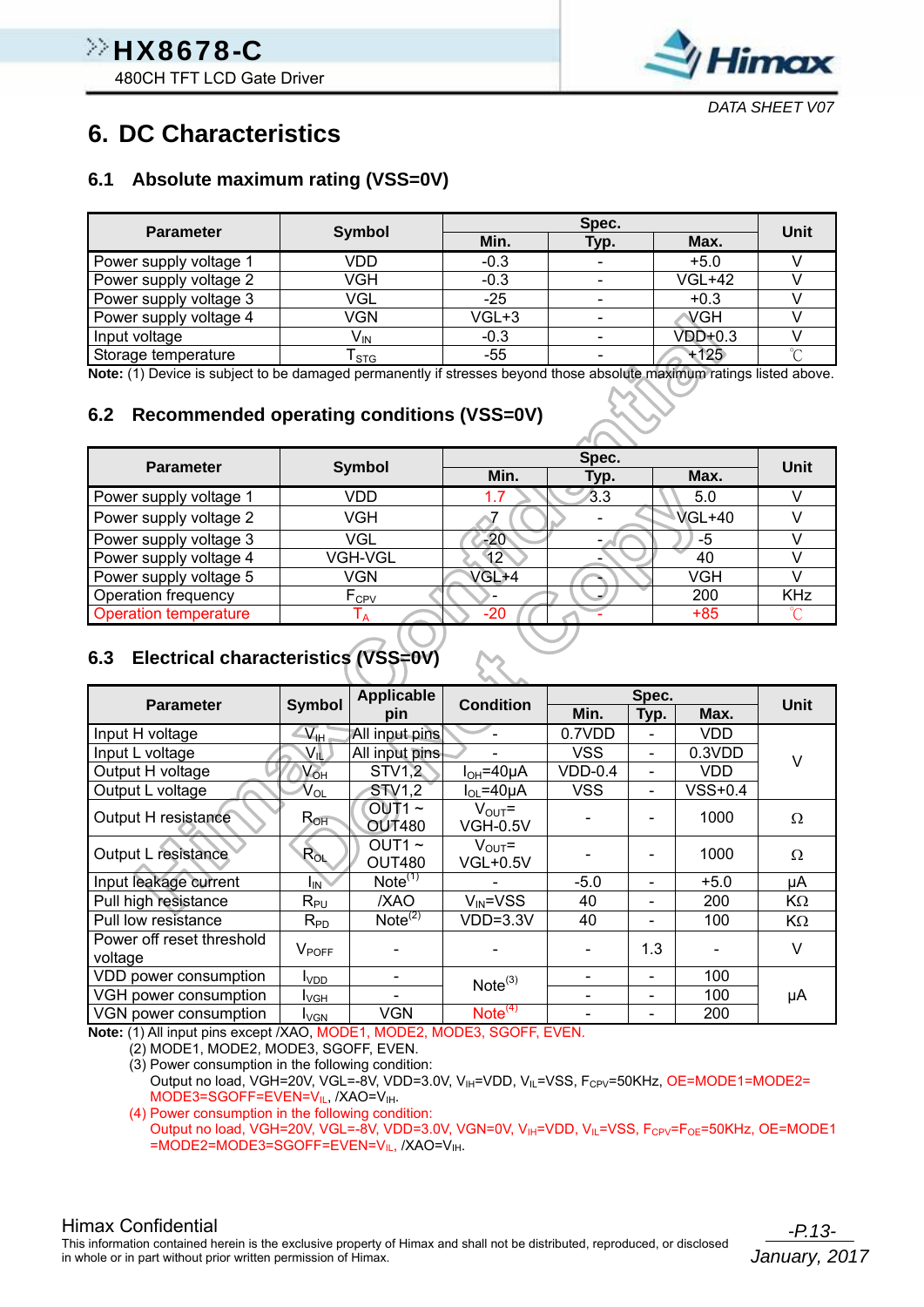# 6. DC Characteristics

## 6.1 Absolute maximum rating (VSS=0V)

| Parameter | Symbol | Spec. | | | Unit |
|---|---|---|---|---|---|
| | | Min. | Typ. | Max. | |
| Power supply voltage 1 | VDD | -0.3 | - | +5.0 | V |
| Power supply voltage 2 | VGH | -0.3 | - | VGL+42 | V |
| Power supply voltage 3 | VGL | -25 | - | +0.3 | V |
| Power supply voltage 4 | VGN | VGL+3 | - | VGH | V |
| Input voltage | $V_{IN}$ | -0.3 | - | VDD+0.3 | V |
| Storage temperature | $T_{STG}$ | -55 | - | +125 | ℃ |

**Note:** (1) Device is subject to be damaged permanently if stresses beyond those absolute maximum ratings listed above.

## 6.2 Recommended operating conditions (VSS=0V)

| Parameter | Symbol | Spec. | | | Unit |
|---|---|---|---|---|---|
| | | Min. | Typ. | Max. | |
| Power supply voltage 1 | VDD | 1.7 | 3.3 | 5.0 | V |
| Power supply voltage 2 | VGH | 7 | - | VGL+40 | V |
| Power supply voltage 3 | VGL | -20 | - | -5 | V |
| Power supply voltage 4 | VGH-VGL | 12 | - | 40 | V |
| Power supply voltage 5 | VGN | VGL+4 | - | VGH | V |
| Operation frequency | $F_{CPV}$ | - | - | 200 | KHz |
| Operation temperature | $T_A$ | -20 | - | +85 | ℃ |

## 6.3 Electrical characteristics (VSS=0V)

| Parameter | Symbol | Applicable pin | Condition | Spec. | | | Unit |
|---|---|---|---|---|---|---|---|
| | | | | Min. | Typ. | Max. | |
| Input H voltage | $V_{IH}$ | All input pins | - | 0.7VDD | - | VDD | V |
| Input L voltage | $V_{IL}$ | All input pins | - | VSS | - | 0.3VDD | V |
| Output H voltage | $V_{OH}$ | STV1,2 | $I_{OH}$=40μA | VDD-0.4 | - | VDD | V |
| Output L voltage | $V_{OL}$ | STV1,2 | $I_{OL}$=40μA | VSS | - | VSS+0.4 | V |
| Output H resistance | $R_{OH}$ | OUT1 ~ OUT480 | $V_{OUT}$= VGH-0.5V | - | - | 1000 | Ω |
| Output L resistance | $R_{OL}$ | OUT1 ~ OUT480 | $V_{OUT}$= VGL+0.5V | - | - | 1000 | Ω |
| Input leakage current | $I_{IN}$ | Note(1) | - | -5.0 | - | +5.0 | μA |
| Pull high resistance | $R_{PU}$ | /XAO | $V_{IN}$=VSS | 40 | - | 200 | KΩ |
| Pull low resistance | $R_{PD}$ | Note(2) | VDD=3.3V | 40 | - | 100 | KΩ |
| Power off reset threshold voltage | $V_{POFF}$ | - | - | - | 1.3 | - | V |
| VDD power consumption | $I_{VDD}$ | - | Note(3) | - | - | 100 | μA |
| VGH power consumption | $I_{VGH}$ | - | Note(3) | - | - | 100 | μA |
| VGN power consumption | $I_{VGN}$ | VGN | Note(4) | - | - | 200 | μA |

**Note:** (1) All input pins except /XAO, MODE1, MODE2, MODE3, SGOFF, EVEN.

(2) MODE1, MODE2, MODE3, SGOFF, EVEN.

(3) Power consumption in the following condition:
Output no load, VGH=20V, VGL=-8V, VDD=3.0V, $V_{IH}$=VDD, $V_{IL}$=VSS, $F_{CPV}$=50KHz, OE=MODE1=MODE2=MODE3=SGOFF=EVEN=$V_{IL}$, /XAO=$V_{IH}$.

(4) Power consumption in the following condition:
Output no load, VGH=20V, VGL=-8V, VDD=3.0V, VGN=0V, $V_{IH}$=VDD, $V_{IL}$=VSS, $F_{CPV}$=$F_{OE}$=50KHz, OE=MODE1=MODE2=MODE3=SGOFF=EVEN=$V_{IL}$, /XAO=$V_{IH}$.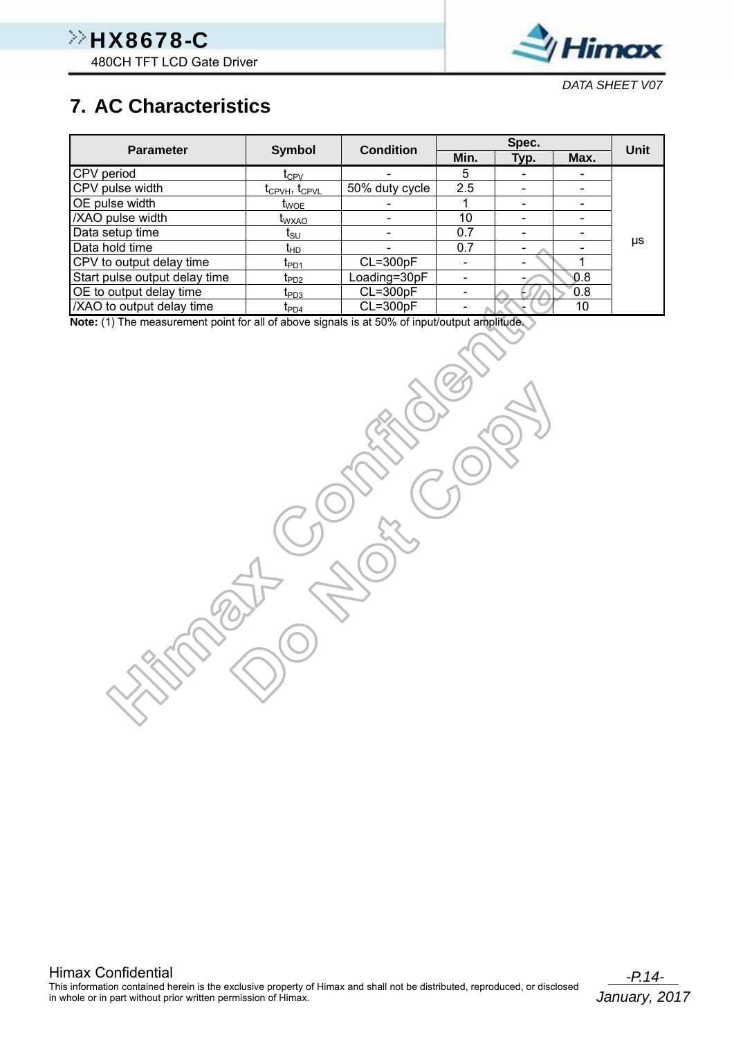# 7. AC Characteristics

| Parameter | Symbol | Condition | Spec. | | | Unit |
|---|---|---|---|---|---|---|
| | | | Min. | Typ. | Max. | |
| CPV period | $t_{CPV}$ | - | 5 | - | - | μs |
| CPV pulse width | $t_{CPVH}$, $t_{CPVL}$ | 50% duty cycle | 2.5 | - | - | μs |
| OE pulse width | $t_{WOE}$ | - | 1 | - | - | μs |
| /XAO pulse width | $t_{WXAO}$ | - | 10 | - | - | μs |
| Data setup time | $t_{SU}$ | - | 0.7 | - | - | μs |
| Data hold time | $t_{HD}$ | - | 0.7 | - | - | μs |
| CPV to output delay time | $t_{PD1}$ | CL=300pF | - | - | 1 | μs |
| Start pulse output delay time | $t_{PD2}$ | Loading=30pF | - | - | 0.8 | μs |
| OE to output delay time | $t_{PD3}$ | CL=300pF | - | - | 0.8 | μs |
| /XAO to output delay time | $t_{PD4}$ | CL=300pF | - | - | 10 | μs |

**Note:** (1) The measurement point for all of above signals is at 50% of input/output amplitude.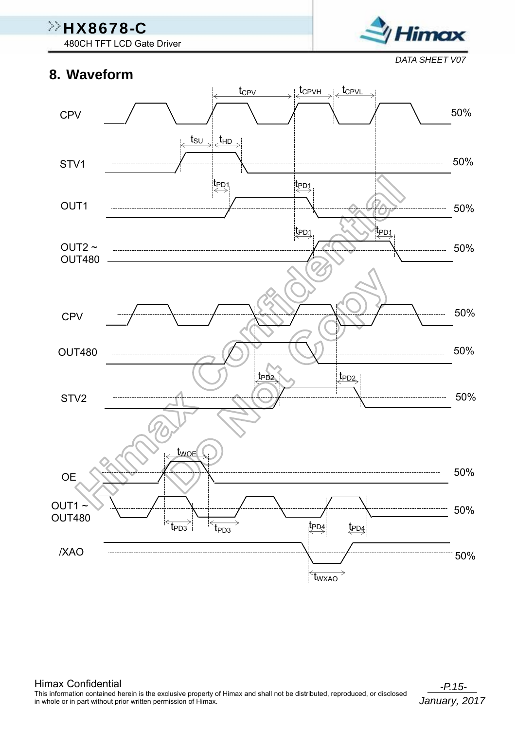## 8. Waveform

CPV

STV1

OUT1

OUT2 ~ OUT480

$t_{CPV}$ $t_{CPVH}$ $t_{CPVL}$ $t_{SU}$ $t_{HD}$ $t_{PD1}$ $t_{PD1}$ $t_{PD1}$ $t_{PD1}$

50% 50% 50% 50%

CPV

OUT480

STV2

$t_{PD2}$ $t_{PD2}$

50% 50% 50%

OE

OUT1 ~ OUT480

/XAO

$t_{WOE}$ $t_{PD3}$ $t_{PD3}$ $t_{PD4}$ $t_{PD4}$ $t_{WXAO}$

50% 50% 50%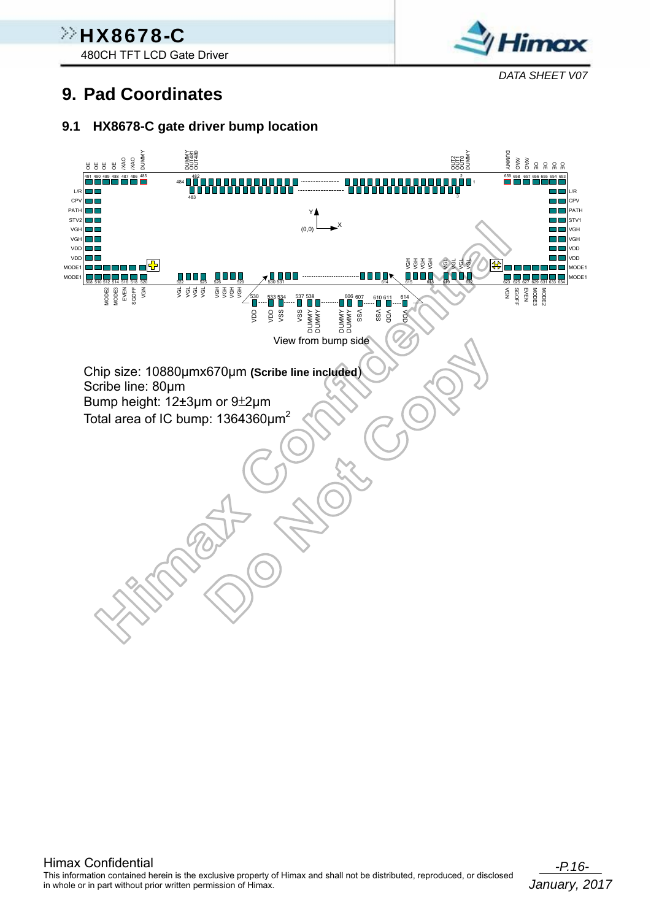# 9. Pad Coordinates

## 9.1 HX8678-C gate driver bump location

View from bump side

Chip size: 10880μmx670μm **(Scribe line included)**

Scribe line: 80μm

Bump height: 12±3μm or 9±2μm

Total area of IC bump: 1364360μm$^2$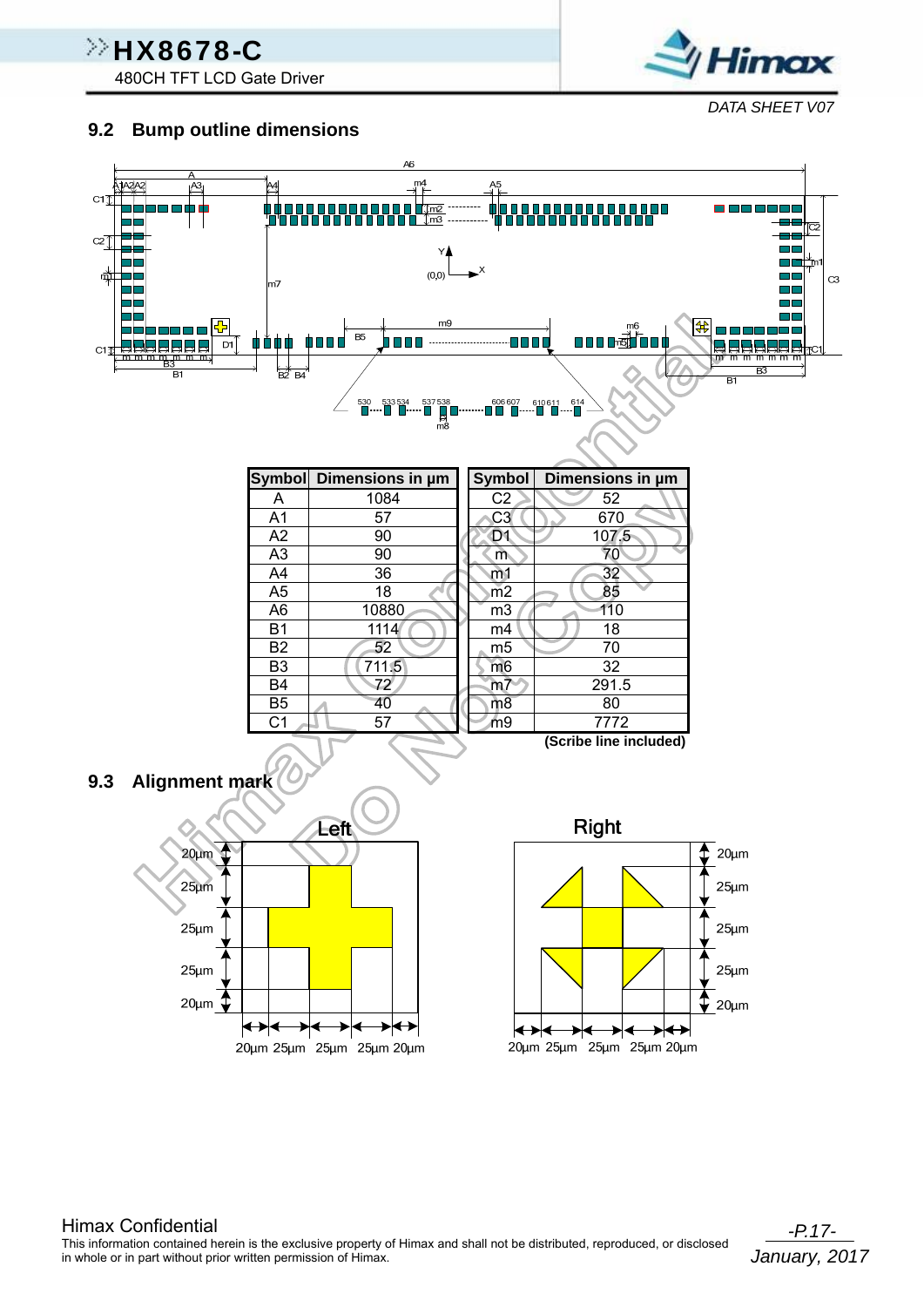## 9.2 Bump outline dimensions

| Symbol | Dimensions in μm |
|---|---|
| A | 1084 |
| A1 | 57 |
| A2 | 90 |
| A3 | 90 |
| A4 | 36 |
| A5 | 18 |
| A6 | 10880 |
| B1 | 1114 |
| B2 | 52 |
| B3 | 711.5 |
| B4 | 72 |
| B5 | 40 |
| C1 | 57 |

| Symbol | Dimensions in μm |
|---|---|
| C2 | 52 |
| C3 | 670 |
| D1 | 107.5 |
| m | 70 |
| m1 | 32 |
| m2 | 85 |
| m3 | 110 |
| m4 | 18 |
| m5 | 70 |
| m6 | 32 |
| m7 | 291.5 |
| m8 | 80 |
| m9 | 7772 |

**(Scribe line included)**

## 9.3 Alignment mark

Left

Right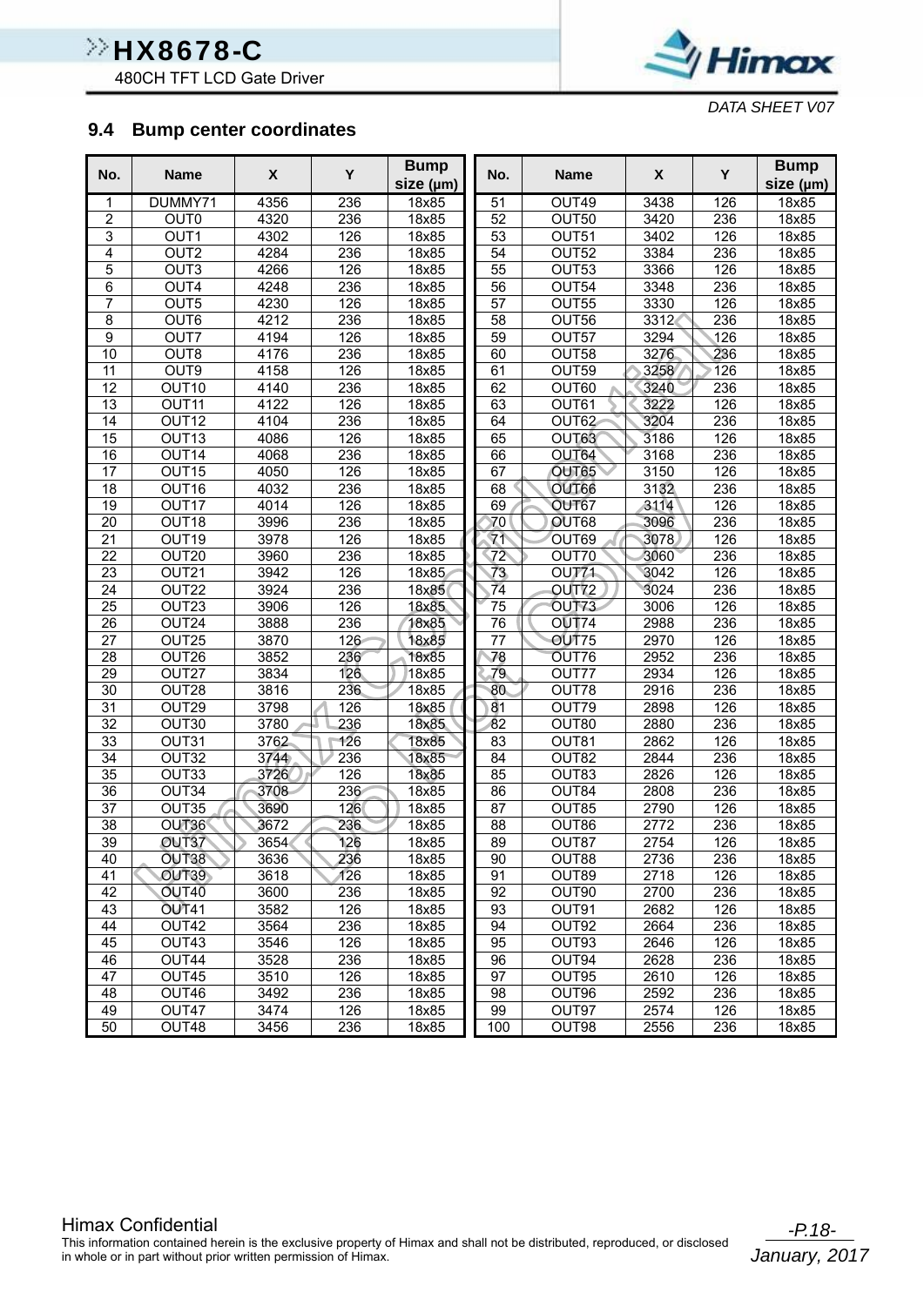## 9.4 Bump center coordinates

| No. | Name | X | Y | Bump size (μm) |
|---|---|---|---|---|
| 1 | DUMMY71 | 4356 | 236 | 18x85 |
| 2 | OUT0 | 4320 | 236 | 18x85 |
| 3 | OUT1 | 4302 | 126 | 18x85 |
| 4 | OUT2 | 4284 | 236 | 18x85 |
| 5 | OUT3 | 4266 | 126 | 18x85 |
| 6 | OUT4 | 4248 | 236 | 18x85 |
| 7 | OUT5 | 4230 | 126 | 18x85 |
| 8 | OUT6 | 4212 | 236 | 18x85 |
| 9 | OUT7 | 4194 | 126 | 18x85 |
| 10 | OUT8 | 4176 | 236 | 18x85 |
| 11 | OUT9 | 4158 | 126 | 18x85 |
| 12 | OUT10 | 4140 | 236 | 18x85 |
| 13 | OUT11 | 4122 | 126 | 18x85 |
| 14 | OUT12 | 4104 | 236 | 18x85 |
| 15 | OUT13 | 4086 | 126 | 18x85 |
| 16 | OUT14 | 4068 | 236 | 18x85 |
| 17 | OUT15 | 4050 | 126 | 18x85 |
| 18 | OUT16 | 4032 | 236 | 18x85 |
| 19 | OUT17 | 4014 | 126 | 18x85 |
| 20 | OUT18 | 3996 | 236 | 18x85 |
| 21 | OUT19 | 3978 | 126 | 18x85 |
| 22 | OUT20 | 3960 | 236 | 18x85 |
| 23 | OUT21 | 3942 | 126 | 18x85 |
| 24 | OUT22 | 3924 | 236 | 18x85 |
| 25 | OUT23 | 3906 | 126 | 18x85 |
| 26 | OUT24 | 3888 | 236 | 18x85 |
| 27 | OUT25 | 3870 | 126 | 18x85 |
| 28 | OUT26 | 3852 | 236 | 18x85 |
| 29 | OUT27 | 3834 | 126 | 18x85 |
| 30 | OUT28 | 3816 | 236 | 18x85 |
| 31 | OUT29 | 3798 | 126 | 18x85 |
| 32 | OUT30 | 3780 | 236 | 18x85 |
| 33 | OUT31 | 3762 | 126 | 18x85 |
| 34 | OUT32 | 3744 | 236 | 18x85 |
| 35 | OUT33 | 3726 | 126 | 18x85 |
| 36 | OUT34 | 3708 | 236 | 18x85 |
| 37 | OUT35 | 3690 | 126 | 18x85 |
| 38 | OUT36 | 3672 | 236 | 18x85 |
| 39 | OUT37 | 3654 | 126 | 18x85 |
| 40 | OUT38 | 3636 | 236 | 18x85 |
| 41 | OUT39 | 3618 | 126 | 18x85 |
| 42 | OUT40 | 3600 | 236 | 18x85 |
| 43 | OUT41 | 3582 | 126 | 18x85 |
| 44 | OUT42 | 3564 | 236 | 18x85 |
| 45 | OUT43 | 3546 | 126 | 18x85 |
| 46 | OUT44 | 3528 | 236 | 18x85 |
| 47 | OUT45 | 3510 | 126 | 18x85 |
| 48 | OUT46 | 3492 | 236 | 18x85 |
| 49 | OUT47 | 3474 | 126 | 18x85 |
| 50 | OUT48 | 3456 | 236 | 18x85 |
| 51 | OUT49 | 3438 | 126 | 18x85 |
| 52 | OUT50 | 3420 | 236 | 18x85 |
| 53 | OUT51 | 3402 | 126 | 18x85 |
| 54 | OUT52 | 3384 | 236 | 18x85 |
| 55 | OUT53 | 3366 | 126 | 18x85 |
| 56 | OUT54 | 3348 | 236 | 18x85 |
| 57 | OUT55 | 3330 | 126 | 18x85 |
| 58 | OUT56 | 3312 | 236 | 18x85 |
| 59 | OUT57 | 3294 | 126 | 18x85 |
| 60 | OUT58 | 3276 | 236 | 18x85 |
| 61 | OUT59 | 3258 | 126 | 18x85 |
| 62 | OUT60 | 3240 | 236 | 18x85 |
| 63 | OUT61 | 3222 | 126 | 18x85 |
| 64 | OUT62 | 3204 | 236 | 18x85 |
| 65 | OUT63 | 3186 | 126 | 18x85 |
| 66 | OUT64 | 3168 | 236 | 18x85 |
| 67 | OUT65 | 3150 | 126 | 18x85 |
| 68 | OUT66 | 3132 | 236 | 18x85 |
| 69 | OUT67 | 3114 | 126 | 18x85 |
| 70 | OUT68 | 3096 | 236 | 18x85 |
| 71 | OUT69 | 3078 | 126 | 18x85 |
| 72 | OUT70 | 3060 | 236 | 18x85 |
| 73 | OUT71 | 3042 | 126 | 18x85 |
| 74 | OUT72 | 3024 | 236 | 18x85 |
| 75 | OUT73 | 3006 | 126 | 18x85 |
| 76 | OUT74 | 2988 | 236 | 18x85 |
| 77 | OUT75 | 2970 | 126 | 18x85 |
| 78 | OUT76 | 2952 | 236 | 18x85 |
| 79 | OUT77 | 2934 | 126 | 18x85 |
| 80 | OUT78 | 2916 | 236 | 18x85 |
| 81 | OUT79 | 2898 | 126 | 18x85 |
| 82 | OUT80 | 2880 | 236 | 18x85 |
| 83 | OUT81 | 2862 | 126 | 18x85 |
| 84 | OUT82 | 2844 | 236 | 18x85 |
| 85 | OUT83 | 2826 | 126 | 18x85 |
| 86 | OUT84 | 2808 | 236 | 18x85 |
| 87 | OUT85 | 2790 | 126 | 18x85 |
| 88 | OUT86 | 2772 | 236 | 18x85 |
| 89 | OUT87 | 2754 | 126 | 18x85 |
| 90 | OUT88 | 2736 | 236 | 18x85 |
| 91 | OUT89 | 2718 | 126 | 18x85 |
| 92 | OUT90 | 2700 | 236 | 18x85 |
| 93 | OUT91 | 2682 | 126 | 18x85 |
| 94 | OUT92 | 2664 | 236 | 18x85 |
| 95 | OUT93 | 2646 | 126 | 18x85 |
| 96 | OUT94 | 2628 | 236 | 18x85 |
| 97 | OUT95 | 2610 | 126 | 18x85 |
| 98 | OUT96 | 2592 | 236 | 18x85 |
| 99 | OUT97 | 2574 | 126 | 18x85 |
| 100 | OUT98 | 2556 | 236 | 18x85 |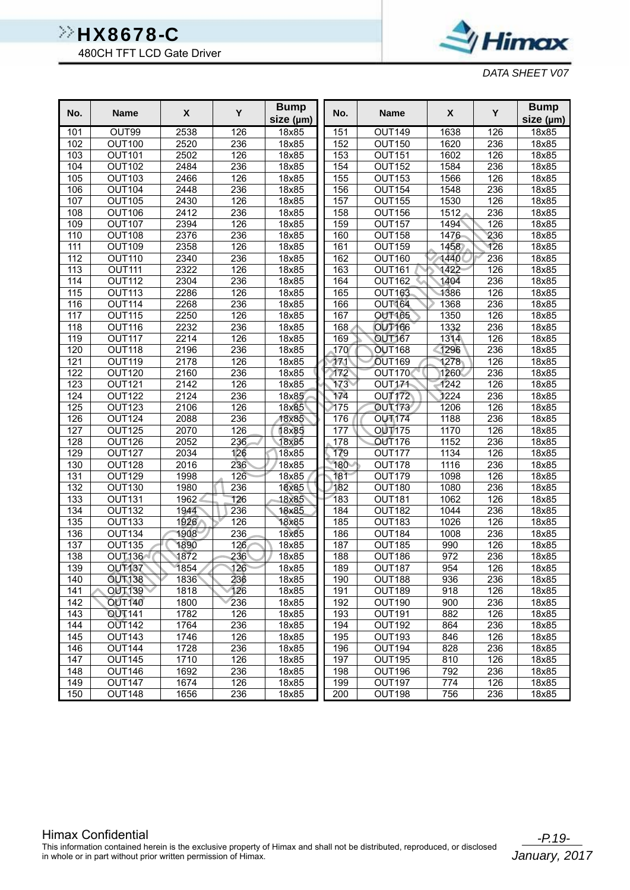| No. | Name | X | Y | Bump size (μm) | No. | Name | X | Y | Bump size (μm) |
|---|---|---|---|---|---|---|---|---|---|
| 101 | OUT99 | 2538 | 126 | 18x85 | 151 | OUT149 | 1638 | 126 | 18x85 |
| 102 | OUT100 | 2520 | 236 | 18x85 | 152 | OUT150 | 1620 | 236 | 18x85 |
| 103 | OUT101 | 2502 | 126 | 18x85 | 153 | OUT151 | 1602 | 126 | 18x85 |
| 104 | OUT102 | 2484 | 236 | 18x85 | 154 | OUT152 | 1584 | 236 | 18x85 |
| 105 | OUT103 | 2466 | 126 | 18x85 | 155 | OUT153 | 1566 | 126 | 18x85 |
| 106 | OUT104 | 2448 | 236 | 18x85 | 156 | OUT154 | 1548 | 236 | 18x85 |
| 107 | OUT105 | 2430 | 126 | 18x85 | 157 | OUT155 | 1530 | 126 | 18x85 |
| 108 | OUT106 | 2412 | 236 | 18x85 | 158 | OUT156 | 1512 | 236 | 18x85 |
| 109 | OUT107 | 2394 | 126 | 18x85 | 159 | OUT157 | 1494 | 126 | 18x85 |
| 110 | OUT108 | 2376 | 236 | 18x85 | 160 | OUT158 | 1476 | 236 | 18x85 |
| 111 | OUT109 | 2358 | 126 | 18x85 | 161 | OUT159 | 1458 | 126 | 18x85 |
| 112 | OUT110 | 2340 | 236 | 18x85 | 162 | OUT160 | 1440 | 236 | 18x85 |
| 113 | OUT111 | 2322 | 126 | 18x85 | 163 | OUT161 | 1422 | 126 | 18x85 |
| 114 | OUT112 | 2304 | 236 | 18x85 | 164 | OUT162 | 1404 | 236 | 18x85 |
| 115 | OUT113 | 2286 | 126 | 18x85 | 165 | OUT163 | 1386 | 126 | 18x85 |
| 116 | OUT114 | 2268 | 236 | 18x85 | 166 | OUT164 | 1368 | 236 | 18x85 |
| 117 | OUT115 | 2250 | 126 | 18x85 | 167 | OUT165 | 1350 | 126 | 18x85 |
| 118 | OUT116 | 2232 | 236 | 18x85 | 168 | OUT166 | 1332 | 236 | 18x85 |
| 119 | OUT117 | 2214 | 126 | 18x85 | 169 | OUT167 | 1314 | 126 | 18x85 |
| 120 | OUT118 | 2196 | 236 | 18x85 | 170 | OUT168 | 1296 | 236 | 18x85 |
| 121 | OUT119 | 2178 | 126 | 18x85 | 171 | OUT169 | 1278 | 126 | 18x85 |
| 122 | OUT120 | 2160 | 236 | 18x85 | 172 | OUT170 | 1260 | 236 | 18x85 |
| 123 | OUT121 | 2142 | 126 | 18x85 | 173 | OUT171 | 1242 | 126 | 18x85 |
| 124 | OUT122 | 2124 | 236 | 18x85 | 174 | OUT172 | 1224 | 236 | 18x85 |
| 125 | OUT123 | 2106 | 126 | 18x85 | 175 | OUT173 | 1206 | 126 | 18x85 |
| 126 | OUT124 | 2088 | 236 | 18x85 | 176 | OUT174 | 1188 | 236 | 18x85 |
| 127 | OUT125 | 2070 | 126 | 18x85 | 177 | OUT175 | 1170 | 126 | 18x85 |
| 128 | OUT126 | 2052 | 236 | 18x85 | 178 | OUT176 | 1152 | 236 | 18x85 |
| 129 | OUT127 | 2034 | 126 | 18x85 | 179 | OUT177 | 1134 | 126 | 18x85 |
| 130 | OUT128 | 2016 | 236 | 18x85 | 180 | OUT178 | 1116 | 236 | 18x85 |
| 131 | OUT129 | 1998 | 126 | 18x85 | 181 | OUT179 | 1098 | 126 | 18x85 |
| 132 | OUT130 | 1980 | 236 | 18x85 | 182 | OUT180 | 1080 | 236 | 18x85 |
| 133 | OUT131 | 1962 | 126 | 18x85 | 183 | OUT181 | 1062 | 126 | 18x85 |
| 134 | OUT132 | 1944 | 236 | 18x85 | 184 | OUT182 | 1044 | 236 | 18x85 |
| 135 | OUT133 | 1926 | 126 | 18x85 | 185 | OUT183 | 1026 | 126 | 18x85 |
| 136 | OUT134 | 1908 | 236 | 18x85 | 186 | OUT184 | 1008 | 236 | 18x85 |
| 137 | OUT135 | 1890 | 126 | 18x85 | 187 | OUT185 | 990 | 126 | 18x85 |
| 138 | OUT136 | 1872 | 236 | 18x85 | 188 | OUT186 | 972 | 236 | 18x85 |
| 139 | OUT137 | 1854 | 126 | 18x85 | 189 | OUT187 | 954 | 126 | 18x85 |
| 140 | OUT138 | 1836 | 236 | 18x85 | 190 | OUT188 | 936 | 236 | 18x85 |
| 141 | OUT139 | 1818 | 126 | 18x85 | 191 | OUT189 | 918 | 126 | 18x85 |
| 142 | OUT140 | 1800 | 236 | 18x85 | 192 | OUT190 | 900 | 236 | 18x85 |
| 143 | OUT141 | 1782 | 126 | 18x85 | 193 | OUT191 | 882 | 126 | 18x85 |
| 144 | OUT142 | 1764 | 236 | 18x85 | 194 | OUT192 | 864 | 236 | 18x85 |
| 145 | OUT143 | 1746 | 126 | 18x85 | 195 | OUT193 | 846 | 126 | 18x85 |
| 146 | OUT144 | 1728 | 236 | 18x85 | 196 | OUT194 | 828 | 236 | 18x85 |
| 147 | OUT145 | 1710 | 126 | 18x85 | 197 | OUT195 | 810 | 126 | 18x85 |
| 148 | OUT146 | 1692 | 236 | 18x85 | 198 | OUT196 | 792 | 236 | 18x85 |
| 149 | OUT147 | 1674 | 126 | 18x85 | 199 | OUT197 | 774 | 126 | 18x85 |
| 150 | OUT148 | 1656 | 236 | 18x85 | 200 | OUT198 | 756 | 236 | 18x85 |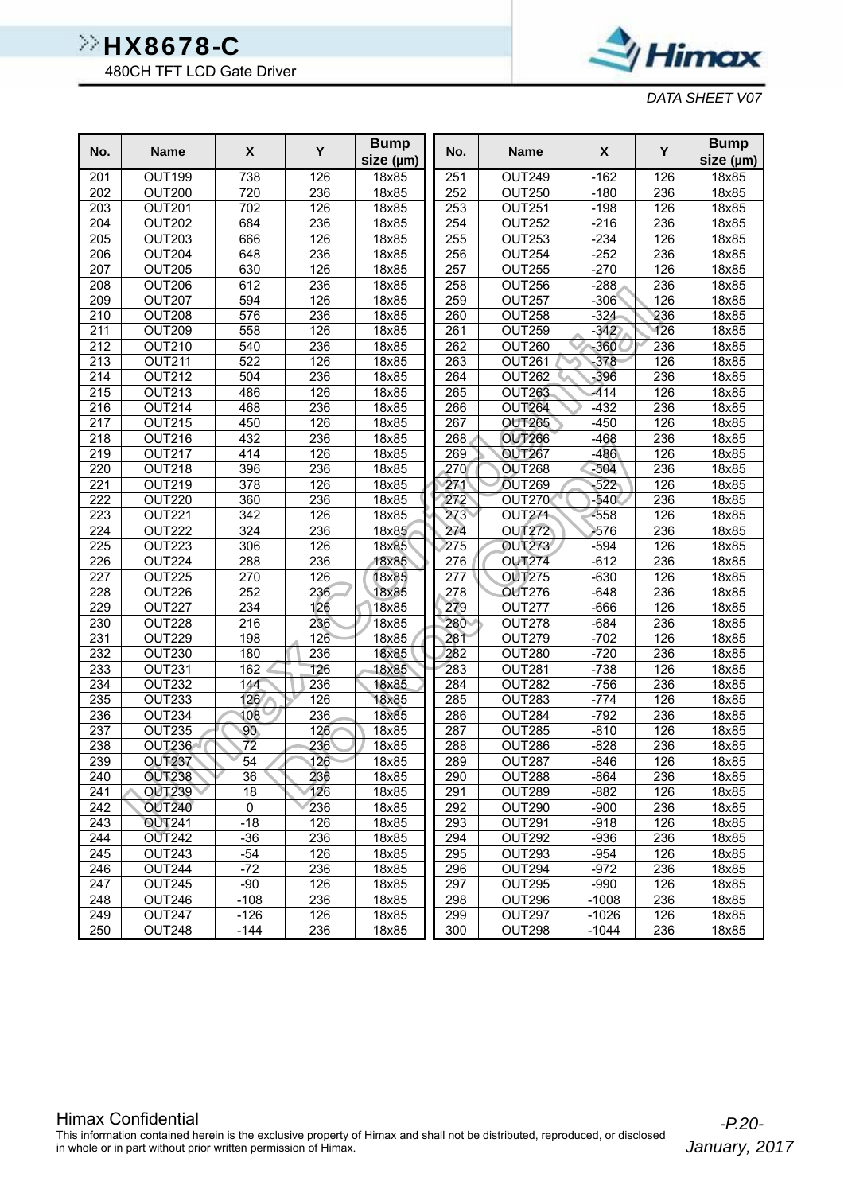| No. | Name | X | Y | Bump size (μm) |
|---|---|---|---|---|
| 201 | OUT199 | 738 | 126 | 18x85 |
| 202 | OUT200 | 720 | 236 | 18x85 |
| 203 | OUT201 | 702 | 126 | 18x85 |
| 204 | OUT202 | 684 | 236 | 18x85 |
| 205 | OUT203 | 666 | 126 | 18x85 |
| 206 | OUT204 | 648 | 236 | 18x85 |
| 207 | OUT205 | 630 | 126 | 18x85 |
| 208 | OUT206 | 612 | 236 | 18x85 |
| 209 | OUT207 | 594 | 126 | 18x85 |
| 210 | OUT208 | 576 | 236 | 18x85 |
| 211 | OUT209 | 558 | 126 | 18x85 |
| 212 | OUT210 | 540 | 236 | 18x85 |
| 213 | OUT211 | 522 | 126 | 18x85 |
| 214 | OUT212 | 504 | 236 | 18x85 |
| 215 | OUT213 | 486 | 126 | 18x85 |
| 216 | OUT214 | 468 | 236 | 18x85 |
| 217 | OUT215 | 450 | 126 | 18x85 |
| 218 | OUT216 | 432 | 236 | 18x85 |
| 219 | OUT217 | 414 | 126 | 18x85 |
| 220 | OUT218 | 396 | 236 | 18x85 |
| 221 | OUT219 | 378 | 126 | 18x85 |
| 222 | OUT220 | 360 | 236 | 18x85 |
| 223 | OUT221 | 342 | 126 | 18x85 |
| 224 | OUT222 | 324 | 236 | 18x85 |
| 225 | OUT223 | 306 | 126 | 18x85 |
| 226 | OUT224 | 288 | 236 | 18x85 |
| 227 | OUT225 | 270 | 126 | 18x85 |
| 228 | OUT226 | 252 | 236 | 18x85 |
| 229 | OUT227 | 234 | 126 | 18x85 |
| 230 | OUT228 | 216 | 236 | 18x85 |
| 231 | OUT229 | 198 | 126 | 18x85 |
| 232 | OUT230 | 180 | 236 | 18x85 |
| 233 | OUT231 | 162 | 126 | 18x85 |
| 234 | OUT232 | 144 | 236 | 18x85 |
| 235 | OUT233 | 126 | 126 | 18x85 |
| 236 | OUT234 | 108 | 236 | 18x85 |
| 237 | OUT235 | 90 | 126 | 18x85 |
| 238 | OUT236 | 72 | 236 | 18x85 |
| 239 | OUT237 | 54 | 126 | 18x85 |
| 240 | OUT238 | 36 | 236 | 18x85 |
| 241 | OUT239 | 18 | 126 | 18x85 |
| 242 | OUT240 | 0 | 236 | 18x85 |
| 243 | OUT241 | -18 | 126 | 18x85 |
| 244 | OUT242 | -36 | 236 | 18x85 |
| 245 | OUT243 | -54 | 126 | 18x85 |
| 246 | OUT244 | -72 | 236 | 18x85 |
| 247 | OUT245 | -90 | 126 | 18x85 |
| 248 | OUT246 | -108 | 236 | 18x85 |
| 249 | OUT247 | -126 | 126 | 18x85 |
| 250 | OUT248 | -144 | 236 | 18x85 |
| 251 | OUT249 | -162 | 126 | 18x85 |
| 252 | OUT250 | -180 | 236 | 18x85 |
| 253 | OUT251 | -198 | 126 | 18x85 |
| 254 | OUT252 | -216 | 236 | 18x85 |
| 255 | OUT253 | -234 | 126 | 18x85 |
| 256 | OUT254 | -252 | 236 | 18x85 |
| 257 | OUT255 | -270 | 126 | 18x85 |
| 258 | OUT256 | -288 | 236 | 18x85 |
| 259 | OUT257 | -306 | 126 | 18x85 |
| 260 | OUT258 | -324 | 236 | 18x85 |
| 261 | OUT259 | -342 | 126 | 18x85 |
| 262 | OUT260 | -360 | 236 | 18x85 |
| 263 | OUT261 | -378 | 126 | 18x85 |
| 264 | OUT262 | -396 | 236 | 18x85 |
| 265 | OUT263 | -414 | 126 | 18x85 |
| 266 | OUT264 | -432 | 236 | 18x85 |
| 267 | OUT265 | -450 | 126 | 18x85 |
| 268 | OUT266 | -468 | 236 | 18x85 |
| 269 | OUT267 | -486 | 126 | 18x85 |
| 270 | OUT268 | -504 | 236 | 18x85 |
| 271 | OUT269 | -522 | 126 | 18x85 |
| 272 | OUT270 | -540 | 236 | 18x85 |
| 273 | OUT271 | -558 | 126 | 18x85 |
| 274 | OUT272 | -576 | 236 | 18x85 |
| 275 | OUT273 | -594 | 126 | 18x85 |
| 276 | OUT274 | -612 | 236 | 18x85 |
| 277 | OUT275 | -630 | 126 | 18x85 |
| 278 | OUT276 | -648 | 236 | 18x85 |
| 279 | OUT277 | -666 | 126 | 18x85 |
| 280 | OUT278 | -684 | 236 | 18x85 |
| 281 | OUT279 | -702 | 126 | 18x85 |
| 282 | OUT280 | -720 | 236 | 18x85 |
| 283 | OUT281 | -738 | 126 | 18x85 |
| 284 | OUT282 | -756 | 236 | 18x85 |
| 285 | OUT283 | -774 | 126 | 18x85 |
| 286 | OUT284 | -792 | 236 | 18x85 |
| 287 | OUT285 | -810 | 126 | 18x85 |
| 288 | OUT286 | -828 | 236 | 18x85 |
| 289 | OUT287 | -846 | 126 | 18x85 |
| 290 | OUT288 | -864 | 236 | 18x85 |
| 291 | OUT289 | -882 | 126 | 18x85 |
| 292 | OUT290 | -900 | 236 | 18x85 |
| 293 | OUT291 | -918 | 126 | 18x85 |
| 294 | OUT292 | -936 | 236 | 18x85 |
| 295 | OUT293 | -954 | 126 | 18x85 |
| 296 | OUT294 | -972 | 236 | 18x85 |
| 297 | OUT295 | -990 | 126 | 18x85 |
| 298 | OUT296 | -1008 | 236 | 18x85 |
| 299 | OUT297 | -1026 | 126 | 18x85 |
| 300 | OUT298 | -1044 | 236 | 18x85 |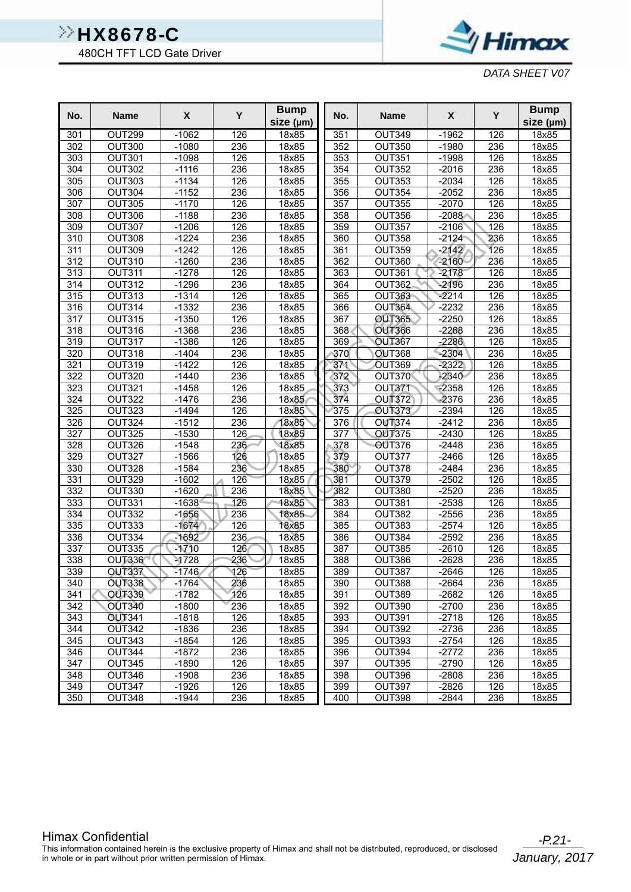| No. | Name | X | Y | Bump size (μm) | No. | Name | X | Y | Bump size (μm) |
|---|---|---|---|---|---|---|---|---|---|
| 301 | OUT299 | -1062 | 126 | 18x85 | 351 | OUT349 | -1962 | 126 | 18x85 |
| 302 | OUT300 | -1080 | 236 | 18x85 | 352 | OUT350 | -1980 | 236 | 18x85 |
| 303 | OUT301 | -1098 | 126 | 18x85 | 353 | OUT351 | -1998 | 126 | 18x85 |
| 304 | OUT302 | -1116 | 236 | 18x85 | 354 | OUT352 | -2016 | 236 | 18x85 |
| 305 | OUT303 | -1134 | 126 | 18x85 | 355 | OUT353 | -2034 | 126 | 18x85 |
| 306 | OUT304 | -1152 | 236 | 18x85 | 356 | OUT354 | -2052 | 236 | 18x85 |
| 307 | OUT305 | -1170 | 126 | 18x85 | 357 | OUT355 | -2070 | 126 | 18x85 |
| 308 | OUT306 | -1188 | 236 | 18x85 | 358 | OUT356 | -2088 | 236 | 18x85 |
| 309 | OUT307 | -1206 | 126 | 18x85 | 359 | OUT357 | -2106 | 126 | 18x85 |
| 310 | OUT308 | -1224 | 236 | 18x85 | 360 | OUT358 | -2124 | 236 | 18x85 |
| 311 | OUT309 | -1242 | 126 | 18x85 | 361 | OUT359 | -2142 | 126 | 18x85 |
| 312 | OUT310 | -1260 | 236 | 18x85 | 362 | OUT360 | -2160 | 236 | 18x85 |
| 313 | OUT311 | -1278 | 126 | 18x85 | 363 | OUT361 | -2178 | 126 | 18x85 |
| 314 | OUT312 | -1296 | 236 | 18x85 | 364 | OUT362 | -2196 | 236 | 18x85 |
| 315 | OUT313 | -1314 | 126 | 18x85 | 365 | OUT363 | -2214 | 126 | 18x85 |
| 316 | OUT314 | -1332 | 236 | 18x85 | 366 | OUT364 | -2232 | 236 | 18x85 |
| 317 | OUT315 | -1350 | 126 | 18x85 | 367 | OUT365 | -2250 | 126 | 18x85 |
| 318 | OUT316 | -1368 | 236 | 18x85 | 368 | OUT366 | -2268 | 236 | 18x85 |
| 319 | OUT317 | -1386 | 126 | 18x85 | 369 | OUT367 | -2286 | 126 | 18x85 |
| 320 | OUT318 | -1404 | 236 | 18x85 | 370 | OUT368 | -2304 | 236 | 18x85 |
| 321 | OUT319 | -1422 | 126 | 18x85 | 371 | OUT369 | -2322 | 126 | 18x85 |
| 322 | OUT320 | -1440 | 236 | 18x85 | 372 | OUT370 | -2340 | 236 | 18x85 |
| 323 | OUT321 | -1458 | 126 | 18x85 | 373 | OUT371 | -2358 | 126 | 18x85 |
| 324 | OUT322 | -1476 | 236 | 18x85 | 374 | OUT372 | -2376 | 236 | 18x85 |
| 325 | OUT323 | -1494 | 126 | 18x85 | 375 | OUT373 | -2394 | 126 | 18x85 |
| 326 | OUT324 | -1512 | 236 | 18x85 | 376 | OUT374 | -2412 | 236 | 18x85 |
| 327 | OUT325 | -1530 | 126 | 18x85 | 377 | OUT375 | -2430 | 126 | 18x85 |
| 328 | OUT326 | -1548 | 236 | 18x85 | 378 | OUT376 | -2448 | 236 | 18x85 |
| 329 | OUT327 | -1566 | 126 | 18x85 | 379 | OUT377 | -2466 | 126 | 18x85 |
| 330 | OUT328 | -1584 | 236 | 18x85 | 380 | OUT378 | -2484 | 236 | 18x85 |
| 331 | OUT329 | -1602 | 126 | 18x85 | 381 | OUT379 | -2502 | 126 | 18x85 |
| 332 | OUT330 | -1620 | 236 | 18x85 | 382 | OUT380 | -2520 | 236 | 18x85 |
| 333 | OUT331 | -1638 | 126 | 18x85 | 383 | OUT381 | -2538 | 126 | 18x85 |
| 334 | OUT332 | -1656 | 236 | 18x85 | 384 | OUT382 | -2556 | 236 | 18x85 |
| 335 | OUT333 | -1674 | 126 | 18x85 | 385 | OUT383 | -2574 | 126 | 18x85 |
| 336 | OUT334 | -1692 | 236 | 18x85 | 386 | OUT384 | -2592 | 236 | 18x85 |
| 337 | OUT335 | -1710 | 126 | 18x85 | 387 | OUT385 | -2610 | 126 | 18x85 |
| 338 | OUT336 | -1728 | 236 | 18x85 | 388 | OUT386 | -2628 | 236 | 18x85 |
| 339 | OUT337 | -1746 | 126 | 18x85 | 389 | OUT387 | -2646 | 126 | 18x85 |
| 340 | OUT338 | -1764 | 236 | 18x85 | 390 | OUT388 | -2664 | 236 | 18x85 |
| 341 | OUT339 | -1782 | 126 | 18x85 | 391 | OUT389 | -2682 | 126 | 18x85 |
| 342 | OUT340 | -1800 | 236 | 18x85 | 392 | OUT390 | -2700 | 236 | 18x85 |
| 343 | OUT341 | -1818 | 126 | 18x85 | 393 | OUT391 | -2718 | 126 | 18x85 |
| 344 | OUT342 | -1836 | 236 | 18x85 | 394 | OUT392 | -2736 | 236 | 18x85 |
| 345 | OUT343 | -1854 | 126 | 18x85 | 395 | OUT393 | -2754 | 126 | 18x85 |
| 346 | OUT344 | -1872 | 236 | 18x85 | 396 | OUT394 | -2772 | 236 | 18x85 |
| 347 | OUT345 | -1890 | 126 | 18x85 | 397 | OUT395 | -2790 | 126 | 18x85 |
| 348 | OUT346 | -1908 | 236 | 18x85 | 398 | OUT396 | -2808 | 236 | 18x85 |
| 349 | OUT347 | -1926 | 126 | 18x85 | 399 | OUT397 | -2826 | 126 | 18x85 |
| 350 | OUT348 | -1944 | 236 | 18x85 | 400 | OUT398 | -2844 | 236 | 18x85 |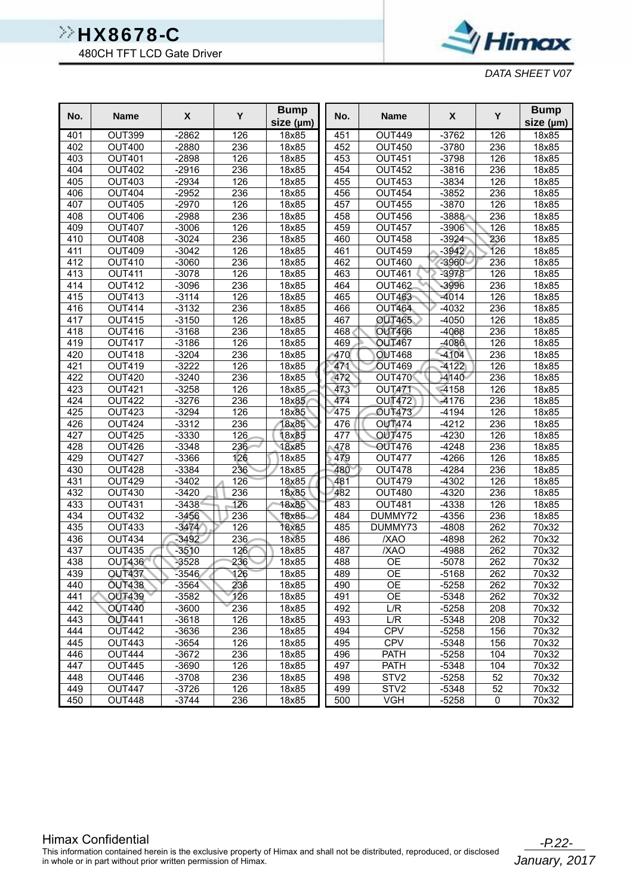| No. | Name | X | Y | Bump size (μm) |
|---|---|---|---|---|
| 401 | OUT399 | -2862 | 126 | 18x85 |
| 402 | OUT400 | -2880 | 236 | 18x85 |
| 403 | OUT401 | -2898 | 126 | 18x85 |
| 404 | OUT402 | -2916 | 236 | 18x85 |
| 405 | OUT403 | -2934 | 126 | 18x85 |
| 406 | OUT404 | -2952 | 236 | 18x85 |
| 407 | OUT405 | -2970 | 126 | 18x85 |
| 408 | OUT406 | -2988 | 236 | 18x85 |
| 409 | OUT407 | -3006 | 126 | 18x85 |
| 410 | OUT408 | -3024 | 236 | 18x85 |
| 411 | OUT409 | -3042 | 126 | 18x85 |
| 412 | OUT410 | -3060 | 236 | 18x85 |
| 413 | OUT411 | -3078 | 126 | 18x85 |
| 414 | OUT412 | -3096 | 236 | 18x85 |
| 415 | OUT413 | -3114 | 126 | 18x85 |
| 416 | OUT414 | -3132 | 236 | 18x85 |
| 417 | OUT415 | -3150 | 126 | 18x85 |
| 418 | OUT416 | -3168 | 236 | 18x85 |
| 419 | OUT417 | -3186 | 126 | 18x85 |
| 420 | OUT418 | -3204 | 236 | 18x85 |
| 421 | OUT419 | -3222 | 126 | 18x85 |
| 422 | OUT420 | -3240 | 236 | 18x85 |
| 423 | OUT421 | -3258 | 126 | 18x85 |
| 424 | OUT422 | -3276 | 236 | 18x85 |
| 425 | OUT423 | -3294 | 126 | 18x85 |
| 426 | OUT424 | -3312 | 236 | 18x85 |
| 427 | OUT425 | -3330 | 126 | 18x85 |
| 428 | OUT426 | -3348 | 236 | 18x85 |
| 429 | OUT427 | -3366 | 126 | 18x85 |
| 430 | OUT428 | -3384 | 236 | 18x85 |
| 431 | OUT429 | -3402 | 126 | 18x85 |
| 432 | OUT430 | -3420 | 236 | 18x85 |
| 433 | OUT431 | -3438 | 126 | 18x85 |
| 434 | OUT432 | -3456 | 236 | 18x85 |
| 435 | OUT433 | -3474 | 126 | 18x85 |
| 436 | OUT434 | -3492 | 236 | 18x85 |
| 437 | OUT435 | -3510 | 126 | 18x85 |
| 438 | OUT436 | -3528 | 236 | 18x85 |
| 439 | OUT437 | -3546 | 126 | 18x85 |
| 440 | OUT438 | -3564 | 236 | 18x85 |
| 441 | OUT439 | -3582 | 126 | 18x85 |
| 442 | OUT440 | -3600 | 236 | 18x85 |
| 443 | OUT441 | -3618 | 126 | 18x85 |
| 444 | OUT442 | -3636 | 236 | 18x85 |
| 445 | OUT443 | -3654 | 126 | 18x85 |
| 446 | OUT444 | -3672 | 236 | 18x85 |
| 447 | OUT445 | -3690 | 126 | 18x85 |
| 448 | OUT446 | -3708 | 236 | 18x85 |
| 449 | OUT447 | -3726 | 126 | 18x85 |
| 450 | OUT448 | -3744 | 236 | 18x85 |
| 451 | OUT449 | -3762 | 126 | 18x85 |
| 452 | OUT450 | -3780 | 236 | 18x85 |
| 453 | OUT451 | -3798 | 126 | 18x85 |
| 454 | OUT452 | -3816 | 236 | 18x85 |
| 455 | OUT453 | -3834 | 126 | 18x85 |
| 456 | OUT454 | -3852 | 236 | 18x85 |
| 457 | OUT455 | -3870 | 126 | 18x85 |
| 458 | OUT456 | -3888 | 236 | 18x85 |
| 459 | OUT457 | -3906 | 126 | 18x85 |
| 460 | OUT458 | -3924 | 236 | 18x85 |
| 461 | OUT459 | -3942 | 126 | 18x85 |
| 462 | OUT460 | -3960 | 236 | 18x85 |
| 463 | OUT461 | -3978 | 126 | 18x85 |
| 464 | OUT462 | -3996 | 236 | 18x85 |
| 465 | OUT463 | -4014 | 126 | 18x85 |
| 466 | OUT464 | -4032 | 236 | 18x85 |
| 467 | OUT465 | -4050 | 126 | 18x85 |
| 468 | OUT466 | -4068 | 236 | 18x85 |
| 469 | OUT467 | -4086 | 126 | 18x85 |
| 470 | OUT468 | -4104 | 236 | 18x85 |
| 471 | OUT469 | -4122 | 126 | 18x85 |
| 472 | OUT470 | -4140 | 236 | 18x85 |
| 473 | OUT471 | -4158 | 126 | 18x85 |
| 474 | OUT472 | -4176 | 236 | 18x85 |
| 475 | OUT473 | -4194 | 126 | 18x85 |
| 476 | OUT474 | -4212 | 236 | 18x85 |
| 477 | OUT475 | -4230 | 126 | 18x85 |
| 478 | OUT476 | -4248 | 236 | 18x85 |
| 479 | OUT477 | -4266 | 126 | 18x85 |
| 480 | OUT478 | -4284 | 236 | 18x85 |
| 481 | OUT479 | -4302 | 126 | 18x85 |
| 482 | OUT480 | -4320 | 236 | 18x85 |
| 483 | OUT481 | -4338 | 126 | 18x85 |
| 484 | DUMMY72 | -4356 | 236 | 18x85 |
| 485 | DUMMY73 | -4808 | 262 | 70x32 |
| 486 | /XAO | -4898 | 262 | 70x32 |
| 487 | /XAO | -4988 | 262 | 70x32 |
| 488 | OE | -5078 | 262 | 70x32 |
| 489 | OE | -5168 | 262 | 70x32 |
| 490 | OE | -5258 | 262 | 70x32 |
| 491 | OE | -5348 | 262 | 70x32 |
| 492 | L/R | -5258 | 208 | 70x32 |
| 493 | L/R | -5348 | 208 | 70x32 |
| 494 | CPV | -5258 | 156 | 70x32 |
| 495 | CPV | -5348 | 156 | 70x32 |
| 496 | PATH | -5258 | 104 | 70x32 |
| 497 | PATH | -5348 | 104 | 70x32 |
| 498 | STV2 | -5258 | 52 | 70x32 |
| 499 | STV2 | -5348 | 52 | 70x32 |
| 500 | VGH | -5258 | 0 | 70x32 |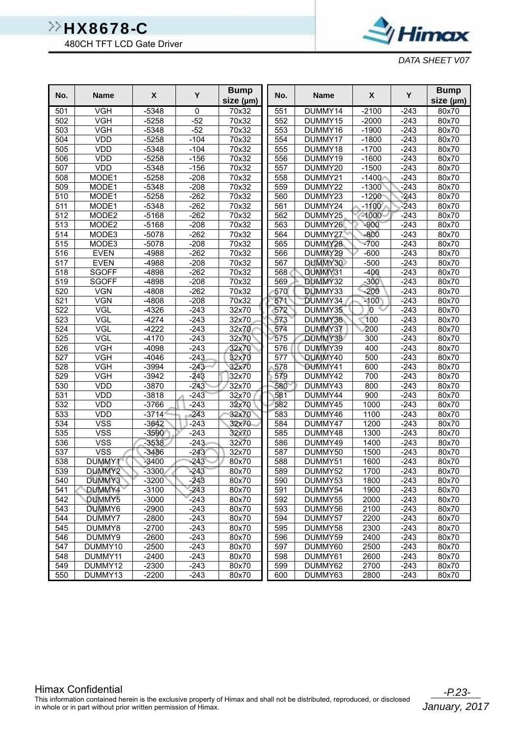| No. | Name | X | Y | Bump size (μm) |
|---|---|---|---|---|
| 501 | VGH | -5348 | 0 | 70x32 |
| 502 | VGH | -5258 | -52 | 70x32 |
| 503 | VGH | -5348 | -52 | 70x32 |
| 504 | VDD | -5258 | -104 | 70x32 |
| 505 | VDD | -5348 | -104 | 70x32 |
| 506 | VDD | -5258 | -156 | 70x32 |
| 507 | VDD | -5348 | -156 | 70x32 |
| 508 | MODE1 | -5258 | -208 | 70x32 |
| 509 | MODE1 | -5348 | -208 | 70x32 |
| 510 | MODE1 | -5258 | -262 | 70x32 |
| 511 | MODE1 | -5348 | -262 | 70x32 |
| 512 | MODE2 | -5168 | -262 | 70x32 |
| 513 | MODE2 | -5168 | -208 | 70x32 |
| 514 | MODE3 | -5078 | -262 | 70x32 |
| 515 | MODE3 | -5078 | -208 | 70x32 |
| 516 | EVEN | -4988 | -262 | 70x32 |
| 517 | EVEN | -4988 | -208 | 70x32 |
| 518 | SGOFF | -4898 | -262 | 70x32 |
| 519 | SGOFF | -4898 | -208 | 70x32 |
| 520 | VGN | -4808 | -262 | 70x32 |
| 521 | VGN | -4808 | -208 | 70x32 |
| 522 | VGL | -4326 | -243 | 32x70 |
| 523 | VGL | -4274 | -243 | 32x70 |
| 524 | VGL | -4222 | -243 | 32x70 |
| 525 | VGL | -4170 | -243 | 32x70 |
| 526 | VGH | -4098 | -243 | 32x70 |
| 527 | VGH | -4046 | -243 | 32x70 |
| 528 | VGH | -3994 | -243 | 32x70 |
| 529 | VGH | -3942 | -243 | 32x70 |
| 530 | VDD | -3870 | -243 | 32x70 |
| 531 | VDD | -3818 | -243 | 32x70 |
| 532 | VDD | -3766 | -243 | 32x70 |
| 533 | VDD | -3714 | -243 | 32x70 |
| 534 | VSS | -3642 | -243 | 32x70 |
| 535 | VSS | -3590 | -243 | 32x70 |
| 536 | VSS | -3538 | -243 | 32x70 |
| 537 | VSS | -3486 | -243 | 32x70 |
| 538 | DUMMY1 | -3400 | -243 | 80x70 |
| 539 | DUMMY2 | -3300 | -243 | 80x70 |
| 540 | DUMMY3 | -3200 | -243 | 80x70 |
| 541 | DUMMY4 | -3100 | -243 | 80x70 |
| 542 | DUMMY5 | -3000 | -243 | 80x70 |
| 543 | DUMMY6 | -2900 | -243 | 80x70 |
| 544 | DUMMY7 | -2800 | -243 | 80x70 |
| 545 | DUMMY8 | -2700 | -243 | 80x70 |
| 546 | DUMMY9 | -2600 | -243 | 80x70 |
| 547 | DUMMY10 | -2500 | -243 | 80x70 |
| 548 | DUMMY11 | -2400 | -243 | 80x70 |
| 549 | DUMMY12 | -2300 | -243 | 80x70 |
| 550 | DUMMY13 | -2200 | -243 | 80x70 |
| 551 | DUMMY14 | -2100 | -243 | 80x70 |
| 552 | DUMMY15 | -2000 | -243 | 80x70 |
| 553 | DUMMY16 | -1900 | -243 | 80x70 |
| 554 | DUMMY17 | -1800 | -243 | 80x70 |
| 555 | DUMMY18 | -1700 | -243 | 80x70 |
| 556 | DUMMY19 | -1600 | -243 | 80x70 |
| 557 | DUMMY20 | -1500 | -243 | 80x70 |
| 558 | DUMMY21 | -1400 | -243 | 80x70 |
| 559 | DUMMY22 | -1300 | -243 | 80x70 |
| 560 | DUMMY23 | -1200 | -243 | 80x70 |
| 561 | DUMMY24 | -1100 | -243 | 80x70 |
| 562 | DUMMY25 | -1000 | -243 | 80x70 |
| 563 | DUMMY26 | -900 | -243 | 80x70 |
| 564 | DUMMY27 | -800 | -243 | 80x70 |
| 565 | DUMMY28 | -700 | -243 | 80x70 |
| 566 | DUMMY29 | -600 | -243 | 80x70 |
| 567 | DUMMY30 | -500 | -243 | 80x70 |
| 568 | DUMMY31 | -400 | -243 | 80x70 |
| 569 | DUMMY32 | -300 | -243 | 80x70 |
| 570 | DUMMY33 | -200 | -243 | 80x70 |
| 571 | DUMMY34 | -100 | -243 | 80x70 |
| 572 | DUMMY35 | 0 | -243 | 80x70 |
| 573 | DUMMY36 | 100 | -243 | 80x70 |
| 574 | DUMMY37 | 200 | -243 | 80x70 |
| 575 | DUMMY38 | 300 | -243 | 80x70 |
| 576 | DUMMY39 | 400 | -243 | 80x70 |
| 577 | DUMMY40 | 500 | -243 | 80x70 |
| 578 | DUMMY41 | 600 | -243 | 80x70 |
| 579 | DUMMY42 | 700 | -243 | 80x70 |
| 580 | DUMMY43 | 800 | -243 | 80x70 |
| 581 | DUMMY44 | 900 | -243 | 80x70 |
| 582 | DUMMY45 | 1000 | -243 | 80x70 |
| 583 | DUMMY46 | 1100 | -243 | 80x70 |
| 584 | DUMMY47 | 1200 | -243 | 80x70 |
| 585 | DUMMY48 | 1300 | -243 | 80x70 |
| 586 | DUMMY49 | 1400 | -243 | 80x70 |
| 587 | DUMMY50 | 1500 | -243 | 80x70 |
| 588 | DUMMY51 | 1600 | -243 | 80x70 |
| 589 | DUMMY52 | 1700 | -243 | 80x70 |
| 590 | DUMMY53 | 1800 | -243 | 80x70 |
| 591 | DUMMY54 | 1900 | -243 | 80x70 |
| 592 | DUMMY55 | 2000 | -243 | 80x70 |
| 593 | DUMMY56 | 2100 | -243 | 80x70 |
| 594 | DUMMY57 | 2200 | -243 | 80x70 |
| 595 | DUMMY58 | 2300 | -243 | 80x70 |
| 596 | DUMMY59 | 2400 | -243 | 80x70 |
| 597 | DUMMY60 | 2500 | -243 | 80x70 |
| 598 | DUMMY61 | 2600 | -243 | 80x70 |
| 599 | DUMMY62 | 2700 | -243 | 80x70 |
| 600 | DUMMY63 | 2800 | -243 | 80x70 |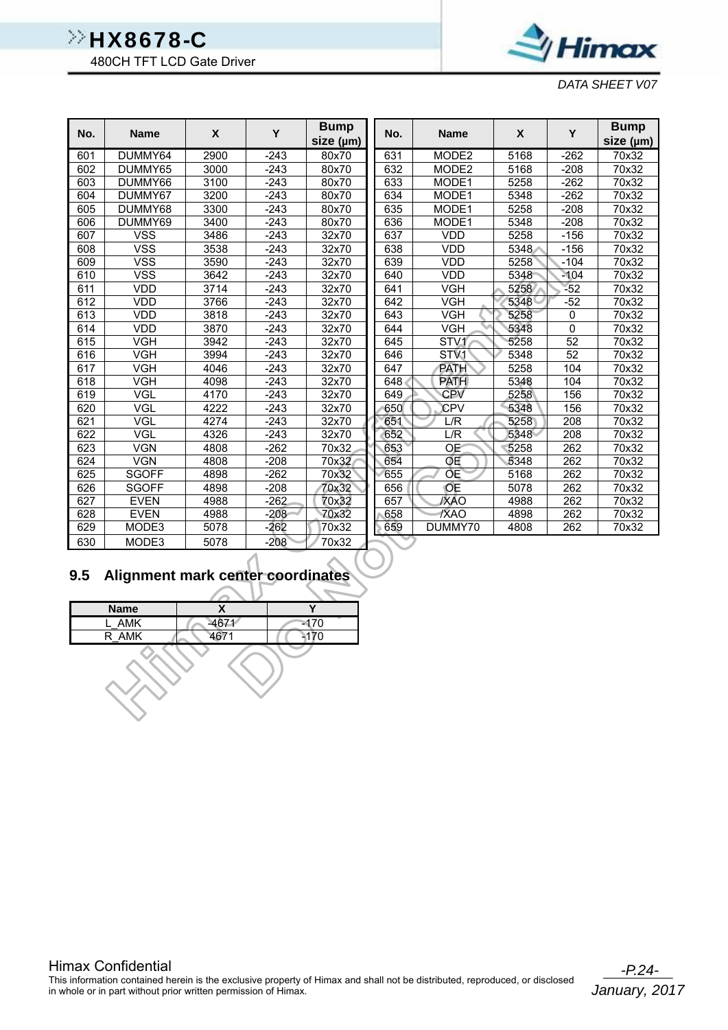| No. | Name | X | Y | Bump size (μm) |
|---|---|---|---|---|
| 601 | DUMMY64 | 2900 | -243 | 80x70 |
| 602 | DUMMY65 | 3000 | -243 | 80x70 |
| 603 | DUMMY66 | 3100 | -243 | 80x70 |
| 604 | DUMMY67 | 3200 | -243 | 80x70 |
| 605 | DUMMY68 | 3300 | -243 | 80x70 |
| 606 | DUMMY69 | 3400 | -243 | 80x70 |
| 607 | VSS | 3486 | -243 | 32x70 |
| 608 | VSS | 3538 | -243 | 32x70 |
| 609 | VSS | 3590 | -243 | 32x70 |
| 610 | VSS | 3642 | -243 | 32x70 |
| 611 | VDD | 3714 | -243 | 32x70 |
| 612 | VDD | 3766 | -243 | 32x70 |
| 613 | VDD | 3818 | -243 | 32x70 |
| 614 | VDD | 3870 | -243 | 32x70 |
| 615 | VGH | 3942 | -243 | 32x70 |
| 616 | VGH | 3994 | -243 | 32x70 |
| 617 | VGH | 4046 | -243 | 32x70 |
| 618 | VGH | 4098 | -243 | 32x70 |
| 619 | VGL | 4170 | -243 | 32x70 |
| 620 | VGL | 4222 | -243 | 32x70 |
| 621 | VGL | 4274 | -243 | 32x70 |
| 622 | VGL | 4326 | -243 | 32x70 |
| 623 | VGN | 4808 | -262 | 70x32 |
| 624 | VGN | 4808 | -208 | 70x32 |
| 625 | SGOFF | 4898 | -262 | 70x32 |
| 626 | SGOFF | 4898 | -208 | 70x32 |
| 627 | EVEN | 4988 | -262 | 70x32 |
| 628 | EVEN | 4988 | -208 | 70x32 |
| 629 | MODE3 | 5078 | -262 | 70x32 |
| 630 | MODE3 | 5078 | -208 | 70x32 |
| 631 | MODE2 | 5168 | -262 | 70x32 |
| 632 | MODE2 | 5168 | -208 | 70x32 |
| 633 | MODE1 | 5258 | -262 | 70x32 |
| 634 | MODE1 | 5348 | -262 | 70x32 |
| 635 | MODE1 | 5258 | -208 | 70x32 |
| 636 | MODE1 | 5348 | -208 | 70x32 |
| 637 | VDD | 5258 | -156 | 70x32 |
| 638 | VDD | 5348 | -156 | 70x32 |
| 639 | VDD | 5258 | -104 | 70x32 |
| 640 | VDD | 5348 | -104 | 70x32 |
| 641 | VGH | 5258 | -52 | 70x32 |
| 642 | VGH | 5348 | -52 | 70x32 |
| 643 | VGH | 5258 | 0 | 70x32 |
| 644 | VGH | 5348 | 0 | 70x32 |
| 645 | STV1 | 5258 | 52 | 70x32 |
| 646 | STV1 | 5348 | 52 | 70x32 |
| 647 | PATH | 5258 | 104 | 70x32 |
| 648 | PATH | 5348 | 104 | 70x32 |
| 649 | CPV | 5258 | 156 | 70x32 |
| 650 | CPV | 5348 | 156 | 70x32 |
| 651 | L/R | 5258 | 208 | 70x32 |
| 652 | L/R | 5348 | 208 | 70x32 |
| 653 | OE | 5258 | 262 | 70x32 |
| 654 | OE | 5348 | 262 | 70x32 |
| 655 | OE | 5168 | 262 | 70x32 |
| 656 | OE | 5078 | 262 | 70x32 |
| 657 | /XAO | 4988 | 262 | 70x32 |
| 658 | /XAO | 4898 | 262 | 70x32 |
| 659 | DUMMY70 | 4808 | 262 | 70x32 |

## 9.5 Alignment mark center coordinates

| Name | X | Y |
|---|---|---|
| L_AMK | -4671 | -170 |
| R_AMK | 4671 | -170 |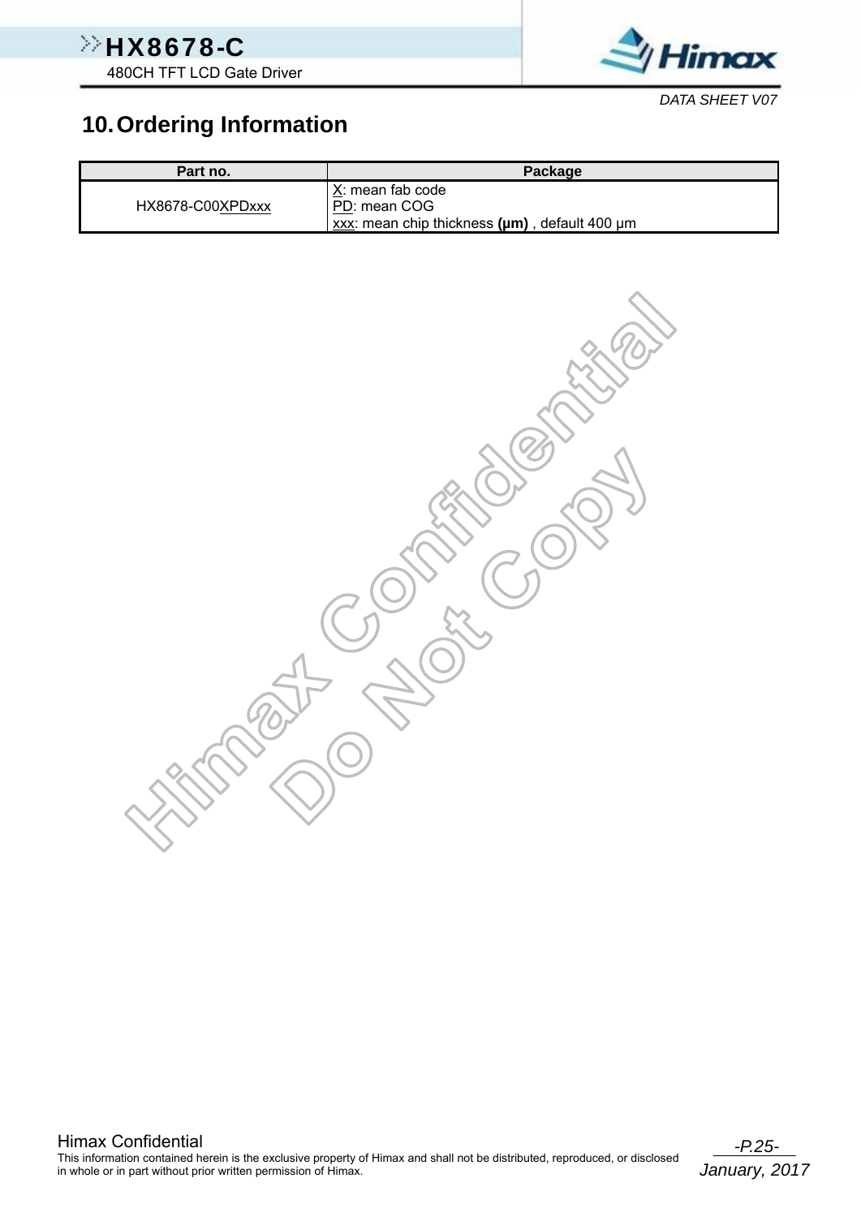## 10. Ordering Information

| Part no. | Package |
|---|---|
| HX8678-C00XPDxxx | X: mean fab code<br>PD: mean COG<br>xxx: mean chip thickness **(μm)** , default 400 μm |